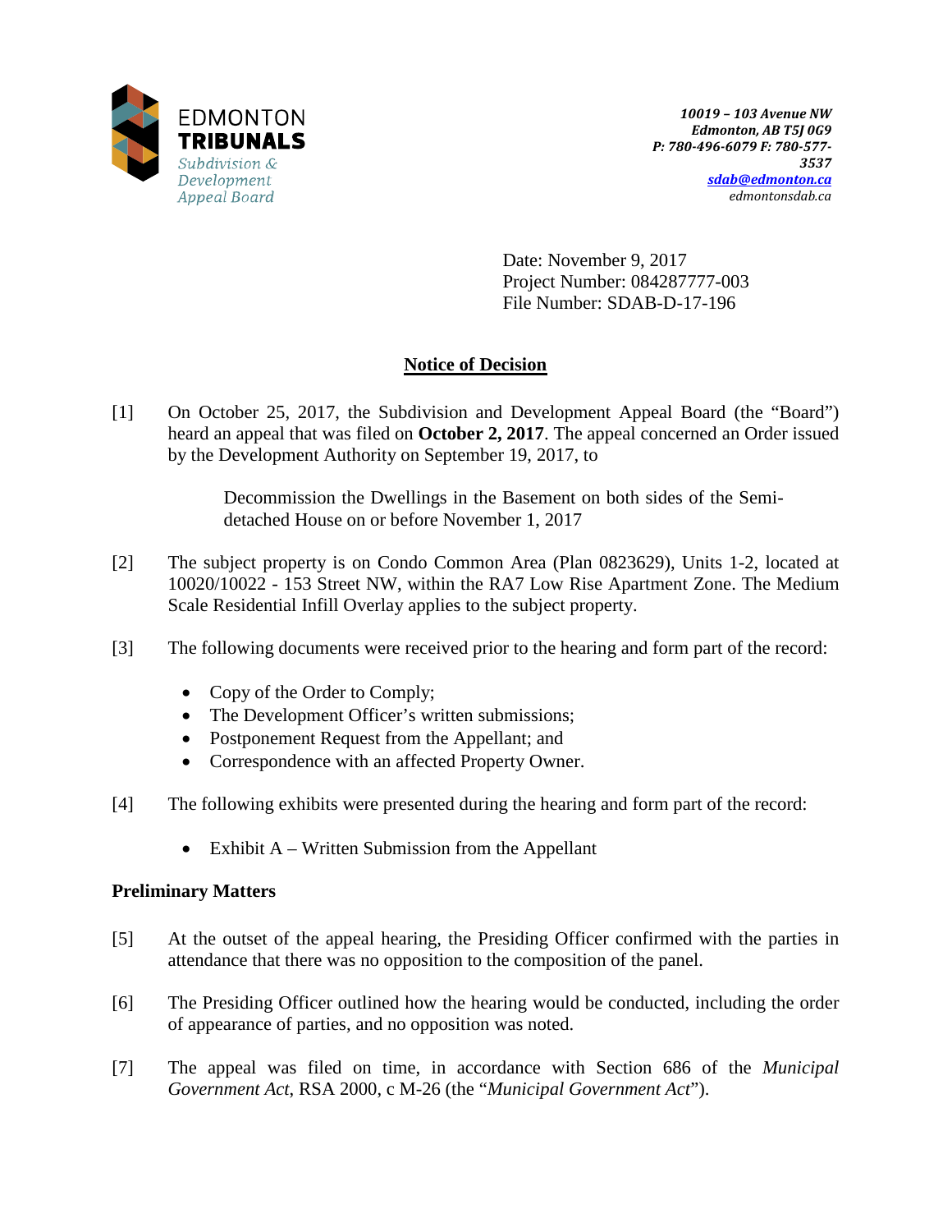EDMONTON
**TRIBUNALS**
*Subdivision & Development Appeal Board*

*10019 – 103 Avenue NW*
*Edmonton, AB T5J 0G9*
*P: 780-496-6079 F: 780-577-3537*
*sdab@edmonton.ca*
*edmontonsdab.ca*

Date: November 9, 2017
Project Number: 084287777-003
File Number: SDAB-D-17-196

## Notice of Decision

[1] On October 25, 2017, the Subdivision and Development Appeal Board (the "Board") heard an appeal that was filed on **October 2, 2017**. The appeal concerned an Order issued by the Development Authority on September 19, 2017, to

> Decommission the Dwellings in the Basement on both sides of the Semi-detached House on or before November 1, 2017

[2] The subject property is on Condo Common Area (Plan 0823629), Units 1-2, located at 10020/10022 - 153 Street NW, within the RA7 Low Rise Apartment Zone. The Medium Scale Residential Infill Overlay applies to the subject property.

[3] The following documents were received prior to the hearing and form part of the record:

- Copy of the Order to Comply;
- The Development Officer's written submissions;
- Postponement Request from the Appellant; and
- Correspondence with an affected Property Owner.

[4] The following exhibits were presented during the hearing and form part of the record:

- Exhibit A – Written Submission from the Appellant

### Preliminary Matters

[5] At the outset of the appeal hearing, the Presiding Officer confirmed with the parties in attendance that there was no opposition to the composition of the panel.

[6] The Presiding Officer outlined how the hearing would be conducted, including the order of appearance of parties, and no opposition was noted.

[7] The appeal was filed on time, in accordance with Section 686 of the *Municipal Government Act*, RSA 2000, c M-26 (the "*Municipal Government Act*").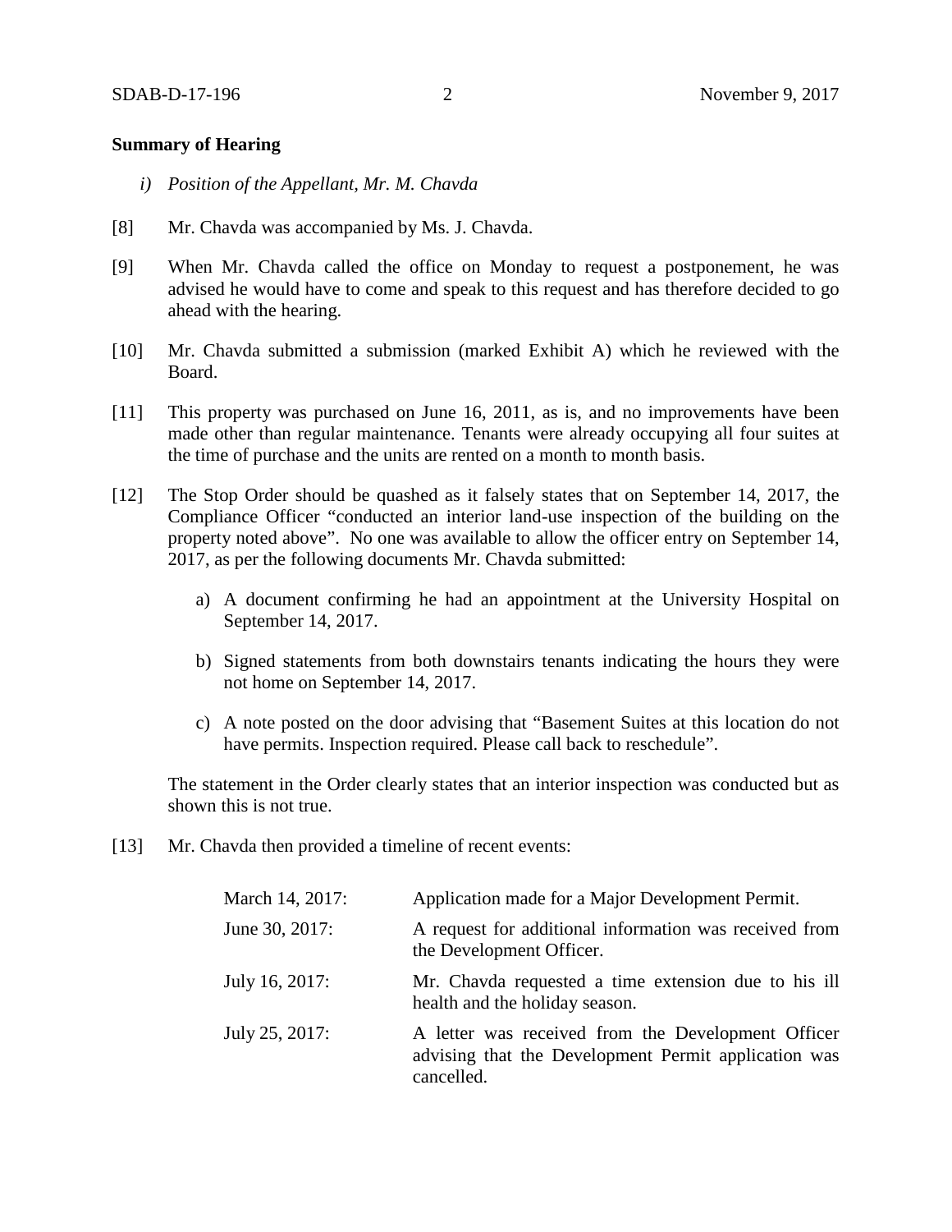**Summary of Hearing**

*i) Position of the Appellant, Mr. M. Chavda*

[8] Mr. Chavda was accompanied by Ms. J. Chavda.

[9] When Mr. Chavda called the office on Monday to request a postponement, he was advised he would have to come and speak to this request and has therefore decided to go ahead with the hearing.

[10] Mr. Chavda submitted a submission (marked Exhibit A) which he reviewed with the Board.

[11] This property was purchased on June 16, 2011, as is, and no improvements have been made other than regular maintenance. Tenants were already occupying all four suites at the time of purchase and the units are rented on a month to month basis.

[12] The Stop Order should be quashed as it falsely states that on September 14, 2017, the Compliance Officer "conducted an interior land-use inspection of the building on the property noted above". No one was available to allow the officer entry on September 14, 2017, as per the following documents Mr. Chavda submitted:

a) A document confirming he had an appointment at the University Hospital on September 14, 2017.

b) Signed statements from both downstairs tenants indicating the hours they were not home on September 14, 2017.

c) A note posted on the door advising that "Basement Suites at this location do not have permits. Inspection required. Please call back to reschedule".

The statement in the Order clearly states that an interior inspection was conducted but as shown this is not true.

[13] Mr. Chavda then provided a timeline of recent events:

| | |
|---|---|
| March 14, 2017: | Application made for a Major Development Permit. |
| June 30, 2017: | A request for additional information was received from the Development Officer. |
| July 16, 2017: | Mr. Chavda requested a time extension due to his ill health and the holiday season. |
| July 25, 2017: | A letter was received from the Development Officer advising that the Development Permit application was cancelled. |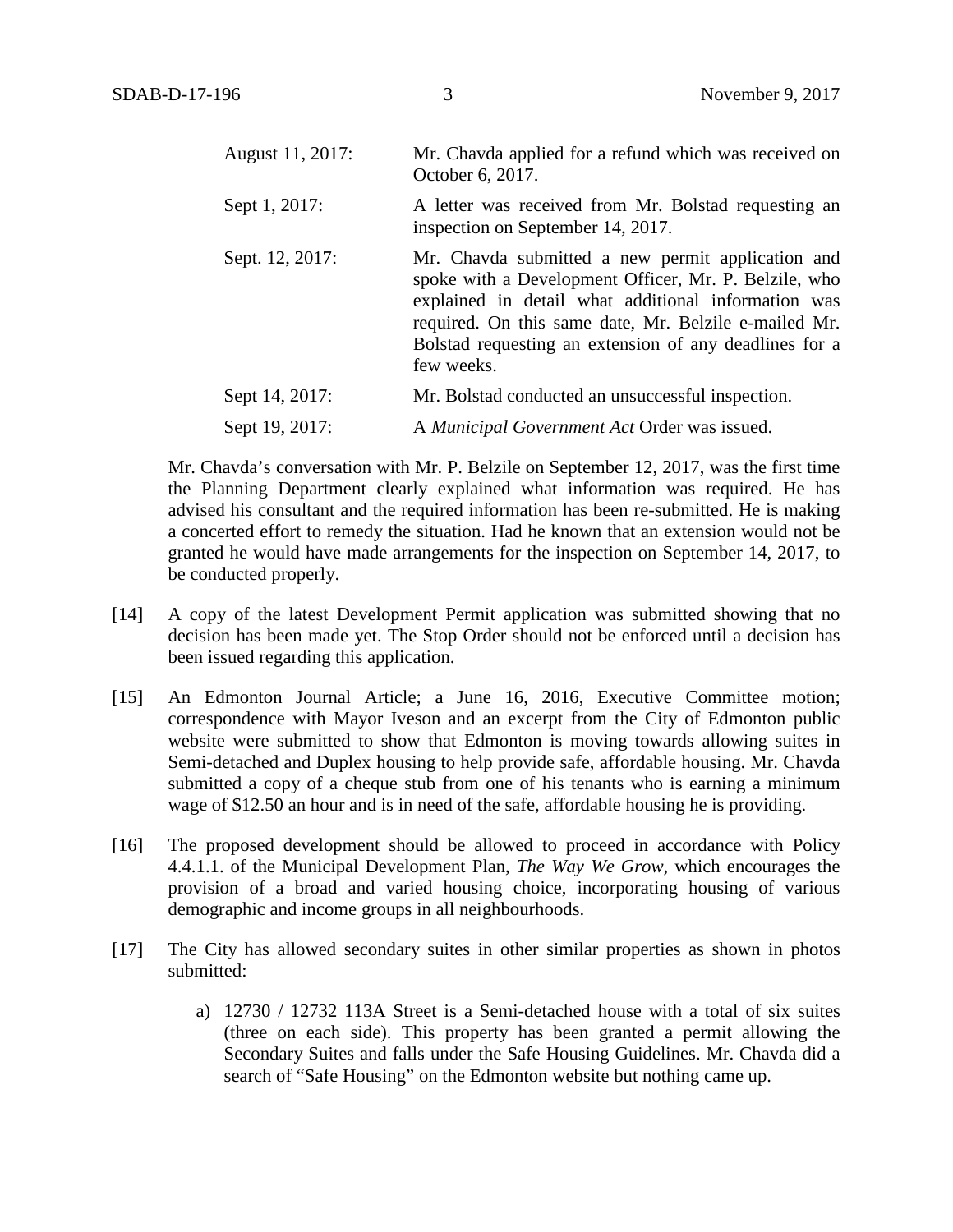| | |
|---|---|
| August 11, 2017: | Mr. Chavda applied for a refund which was received on October 6, 2017. |
| Sept 1, 2017: | A letter was received from Mr. Bolstad requesting an inspection on September 14, 2017. |
| Sept. 12, 2017: | Mr. Chavda submitted a new permit application and spoke with a Development Officer, Mr. P. Belzile, who explained in detail what additional information was required. On this same date, Mr. Belzile e-mailed Mr. Bolstad requesting an extension of any deadlines for a few weeks. |
| Sept 14, 2017: | Mr. Bolstad conducted an unsuccessful inspection. |
| Sept 19, 2017: | A *Municipal Government Act* Order was issued. |

Mr. Chavda's conversation with Mr. P. Belzile on September 12, 2017, was the first time the Planning Department clearly explained what information was required. He has advised his consultant and the required information has been re-submitted. He is making a concerted effort to remedy the situation. Had he known that an extension would not be granted he would have made arrangements for the inspection on September 14, 2017, to be conducted properly.

[14] A copy of the latest Development Permit application was submitted showing that no decision has been made yet. The Stop Order should not be enforced until a decision has been issued regarding this application.

[15] An Edmonton Journal Article; a June 16, 2016, Executive Committee motion; correspondence with Mayor Iveson and an excerpt from the City of Edmonton public website were submitted to show that Edmonton is moving towards allowing suites in Semi-detached and Duplex housing to help provide safe, affordable housing. Mr. Chavda submitted a copy of a cheque stub from one of his tenants who is earning a minimum wage of $12.50 an hour and is in need of the safe, affordable housing he is providing.

[16] The proposed development should be allowed to proceed in accordance with Policy 4.4.1.1. of the Municipal Development Plan, *The Way We Grow*, which encourages the provision of a broad and varied housing choice, incorporating housing of various demographic and income groups in all neighbourhoods.

[17] The City has allowed secondary suites in other similar properties as shown in photos submitted:

a) 12730 / 12732 113A Street is a Semi-detached house with a total of six suites (three on each side). This property has been granted a permit allowing the Secondary Suites and falls under the Safe Housing Guidelines. Mr. Chavda did a search of "Safe Housing" on the Edmonton website but nothing came up.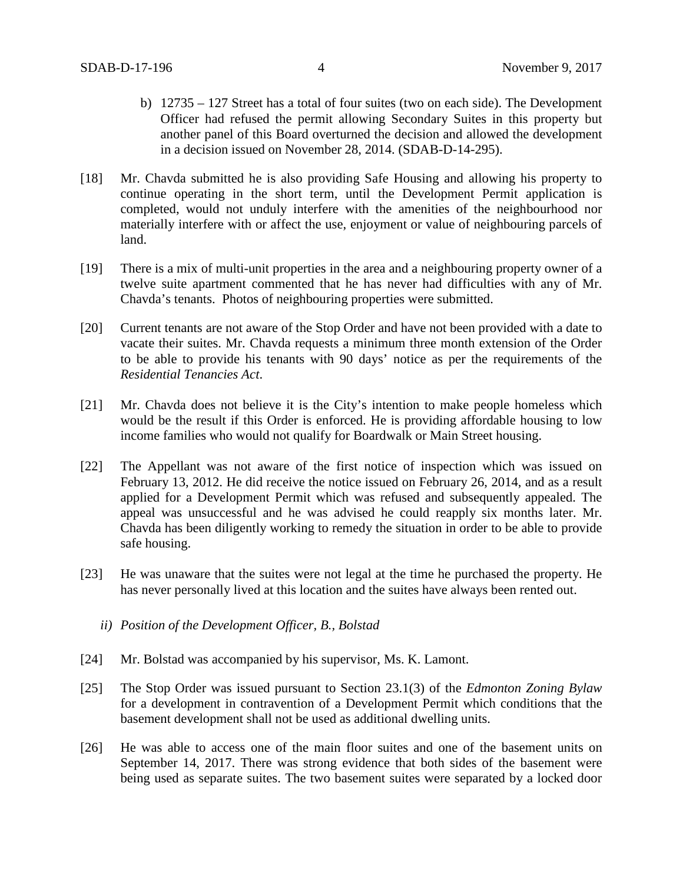b) 12735 – 127 Street has a total of four suites (two on each side). The Development Officer had refused the permit allowing Secondary Suites in this property but another panel of this Board overturned the decision and allowed the development in a decision issued on November 28, 2014. (SDAB-D-14-295).

[18] Mr. Chavda submitted he is also providing Safe Housing and allowing his property to continue operating in the short term, until the Development Permit application is completed, would not unduly interfere with the amenities of the neighbourhood nor materially interfere with or affect the use, enjoyment or value of neighbouring parcels of land.

[19] There is a mix of multi-unit properties in the area and a neighbouring property owner of a twelve suite apartment commented that he has never had difficulties with any of Mr. Chavda's tenants. Photos of neighbouring properties were submitted.

[20] Current tenants are not aware of the Stop Order and have not been provided with a date to vacate their suites. Mr. Chavda requests a minimum three month extension of the Order to be able to provide his tenants with 90 days' notice as per the requirements of the *Residential Tenancies Act*.

[21] Mr. Chavda does not believe it is the City's intention to make people homeless which would be the result if this Order is enforced. He is providing affordable housing to low income families who would not qualify for Boardwalk or Main Street housing.

[22] The Appellant was not aware of the first notice of inspection which was issued on February 13, 2012. He did receive the notice issued on February 26, 2014, and as a result applied for a Development Permit which was refused and subsequently appealed. The appeal was unsuccessful and he was advised he could reapply six months later. Mr. Chavda has been diligently working to remedy the situation in order to be able to provide safe housing.

[23] He was unaware that the suites were not legal at the time he purchased the property. He has never personally lived at this location and the suites have always been rented out.

*ii) Position of the Development Officer, B., Bolstad*

[24] Mr. Bolstad was accompanied by his supervisor, Ms. K. Lamont.

[25] The Stop Order was issued pursuant to Section 23.1(3) of the *Edmonton Zoning Bylaw* for a development in contravention of a Development Permit which conditions that the basement development shall not be used as additional dwelling units.

[26] He was able to access one of the main floor suites and one of the basement units on September 14, 2017. There was strong evidence that both sides of the basement were being used as separate suites. The two basement suites were separated by a locked door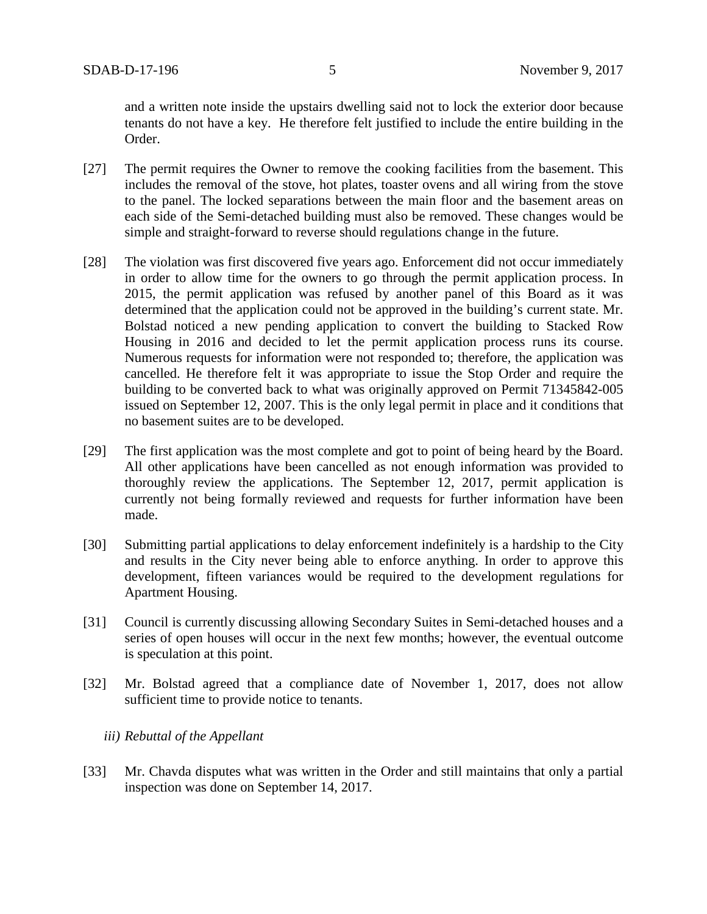and a written note inside the upstairs dwelling said not to lock the exterior door because tenants do not have a key. He therefore felt justified to include the entire building in the Order.

[27] The permit requires the Owner to remove the cooking facilities from the basement. This includes the removal of the stove, hot plates, toaster ovens and all wiring from the stove to the panel. The locked separations between the main floor and the basement areas on each side of the Semi-detached building must also be removed. These changes would be simple and straight-forward to reverse should regulations change in the future.

[28] The violation was first discovered five years ago. Enforcement did not occur immediately in order to allow time for the owners to go through the permit application process. In 2015, the permit application was refused by another panel of this Board as it was determined that the application could not be approved in the building's current state. Mr. Bolstad noticed a new pending application to convert the building to Stacked Row Housing in 2016 and decided to let the permit application process runs its course. Numerous requests for information were not responded to; therefore, the application was cancelled. He therefore felt it was appropriate to issue the Stop Order and require the building to be converted back to what was originally approved on Permit 71345842-005 issued on September 12, 2007. This is the only legal permit in place and it conditions that no basement suites are to be developed.

[29] The first application was the most complete and got to point of being heard by the Board. All other applications have been cancelled as not enough information was provided to thoroughly review the applications. The September 12, 2017, permit application is currently not being formally reviewed and requests for further information have been made.

[30] Submitting partial applications to delay enforcement indefinitely is a hardship to the City and results in the City never being able to enforce anything. In order to approve this development, fifteen variances would be required to the development regulations for Apartment Housing.

[31] Council is currently discussing allowing Secondary Suites in Semi-detached houses and a series of open houses will occur in the next few months; however, the eventual outcome is speculation at this point.

[32] Mr. Bolstad agreed that a compliance date of November 1, 2017, does not allow sufficient time to provide notice to tenants.

*iii) Rebuttal of the Appellant*

[33] Mr. Chavda disputes what was written in the Order and still maintains that only a partial inspection was done on September 14, 2017.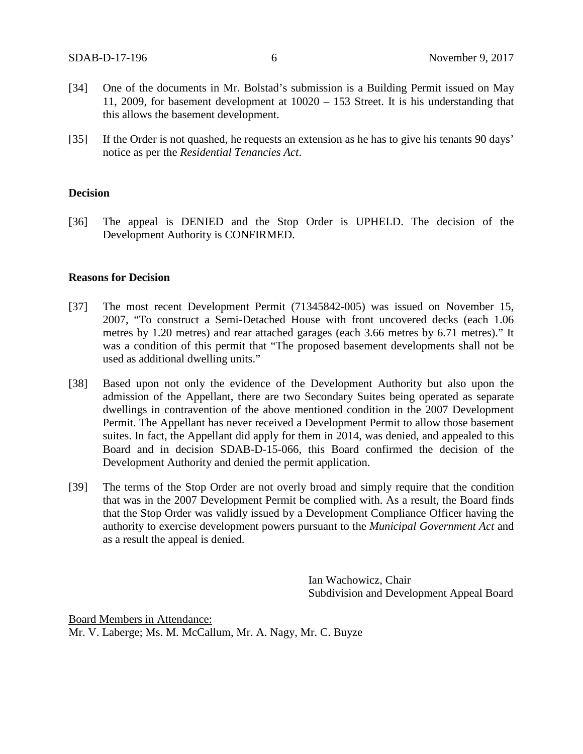[34] One of the documents in Mr. Bolstad's submission is a Building Permit issued on May 11, 2009, for basement development at 10020 – 153 Street. It is his understanding that this allows the basement development.

[35] If the Order is not quashed, he requests an extension as he has to give his tenants 90 days' notice as per the *Residential Tenancies Act*.

**Decision**

[36] The appeal is DENIED and the Stop Order is UPHELD. The decision of the Development Authority is CONFIRMED.

**Reasons for Decision**

[37] The most recent Development Permit (71345842-005) was issued on November 15, 2007, "To construct a Semi-Detached House with front uncovered decks (each 1.06 metres by 1.20 metres) and rear attached garages (each 3.66 metres by 6.71 metres)." It was a condition of this permit that "The proposed basement developments shall not be used as additional dwelling units."

[38] Based upon not only the evidence of the Development Authority but also upon the admission of the Appellant, there are two Secondary Suites being operated as separate dwellings in contravention of the above mentioned condition in the 2007 Development Permit. The Appellant has never received a Development Permit to allow those basement suites. In fact, the Appellant did apply for them in 2014, was denied, and appealed to this Board and in decision SDAB-D-15-066, this Board confirmed the decision of the Development Authority and denied the permit application.

[39] The terms of the Stop Order are not overly broad and simply require that the condition that was in the 2007 Development Permit be complied with. As a result, the Board finds that the Stop Order was validly issued by a Development Compliance Officer having the authority to exercise development powers pursuant to the *Municipal Government Act* and as a result the appeal is denied.

Ian Wachowicz, Chair
Subdivision and Development Appeal Board

Board Members in Attendance:
Mr. V. Laberge; Ms. M. McCallum, Mr. A. Nagy, Mr. C. Buyze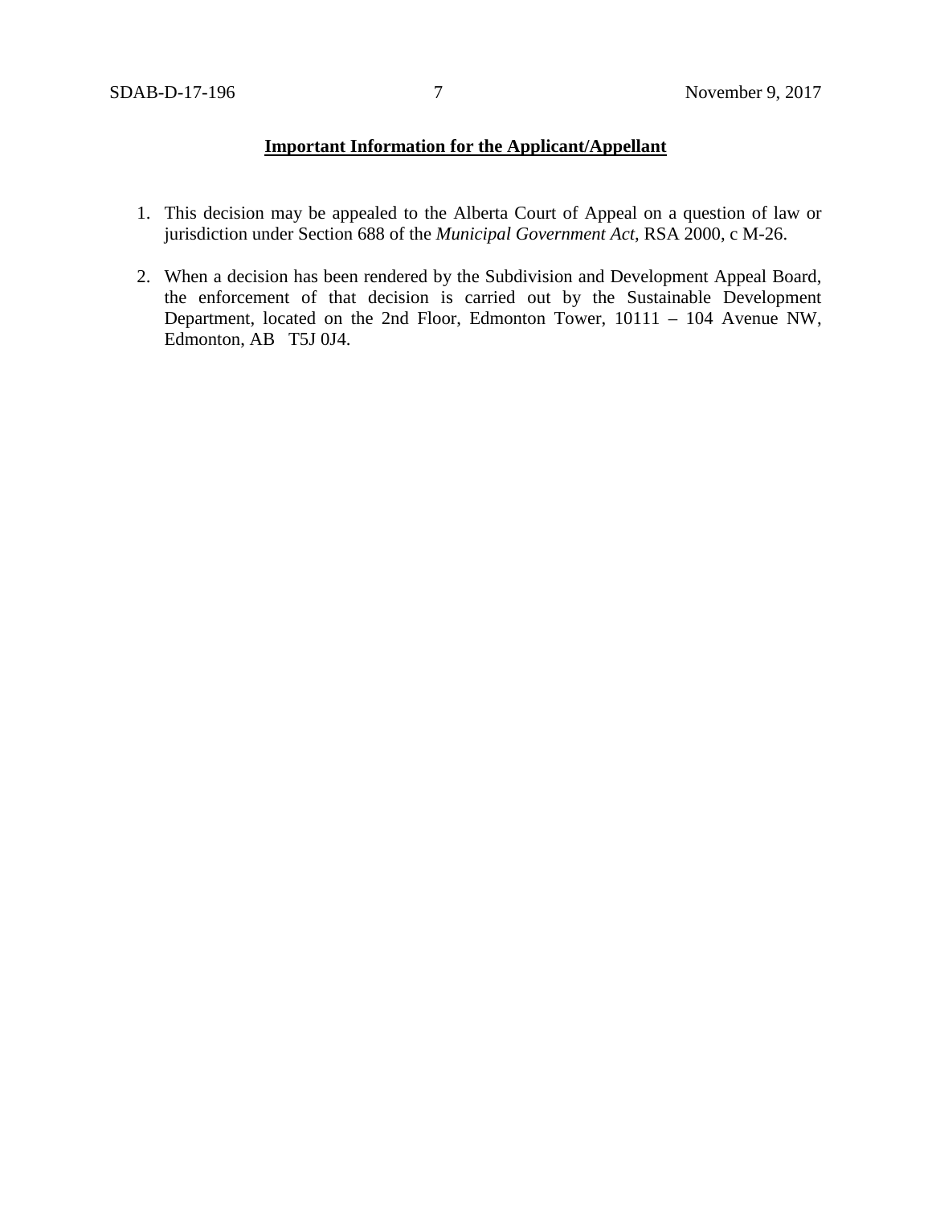**Important Information for the Applicant/Appellant**

1. This decision may be appealed to the Alberta Court of Appeal on a question of law or jurisdiction under Section 688 of the *Municipal Government Act*, RSA 2000, c M-26.

2. When a decision has been rendered by the Subdivision and Development Appeal Board, the enforcement of that decision is carried out by the Sustainable Development Department, located on the 2nd Floor, Edmonton Tower, 10111 – 104 Avenue NW, Edmonton, AB T5J 0J4.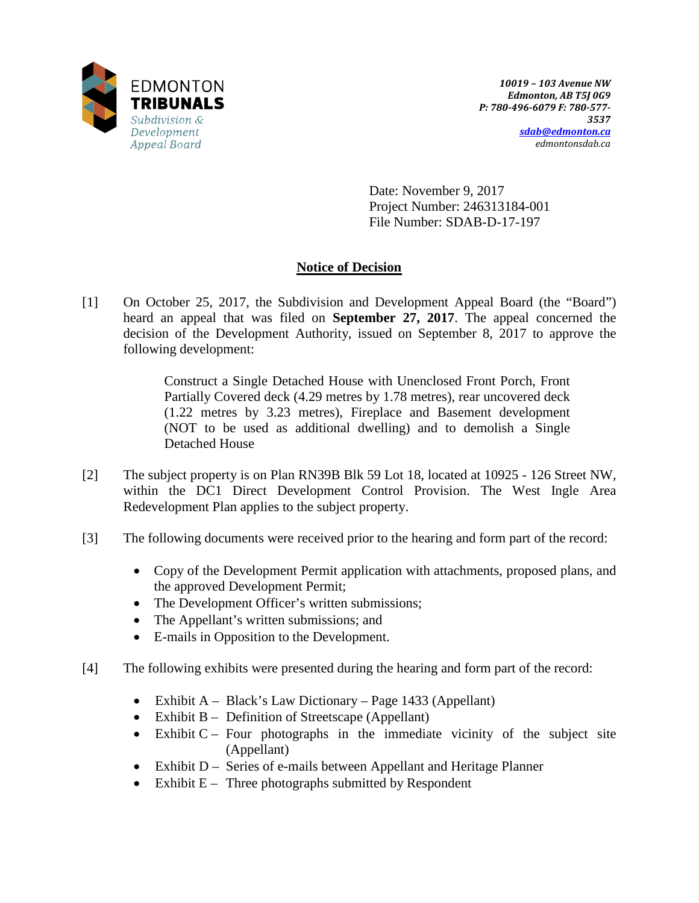EDMONTON
**TRIBUNALS**
*Subdivision & Development Appeal Board*

***10019 – 103 Avenue NW***
***Edmonton, AB T5J 0G9***
***P: 780-496-6079 F: 780-577-3537***
***sdab@edmonton.ca***
*edmontonsdab.ca*

Date: November 9, 2017
Project Number: 246313184-001
File Number: SDAB-D-17-197

## Notice of Decision

[1] On October 25, 2017, the Subdivision and Development Appeal Board (the "Board") heard an appeal that was filed on **September 27, 2017**. The appeal concerned the decision of the Development Authority, issued on September 8, 2017 to approve the following development:

> Construct a Single Detached House with Unenclosed Front Porch, Front Partially Covered deck (4.29 metres by 1.78 metres), rear uncovered deck (1.22 metres by 3.23 metres), Fireplace and Basement development (NOT to be used as additional dwelling) and to demolish a Single Detached House

[2] The subject property is on Plan RN39B Blk 59 Lot 18, located at 10925 - 126 Street NW, within the DC1 Direct Development Control Provision. The West Ingle Area Redevelopment Plan applies to the subject property.

[3] The following documents were received prior to the hearing and form part of the record:

- Copy of the Development Permit application with attachments, proposed plans, and the approved Development Permit;
- The Development Officer's written submissions;
- The Appellant's written submissions; and
- E-mails in Opposition to the Development.

[4] The following exhibits were presented during the hearing and form part of the record:

- Exhibit A – Black's Law Dictionary – Page 1433 (Appellant)
- Exhibit B – Definition of Streetscape (Appellant)
- Exhibit C – Four photographs in the immediate vicinity of the subject site (Appellant)
- Exhibit D – Series of e-mails between Appellant and Heritage Planner
- Exhibit E – Three photographs submitted by Respondent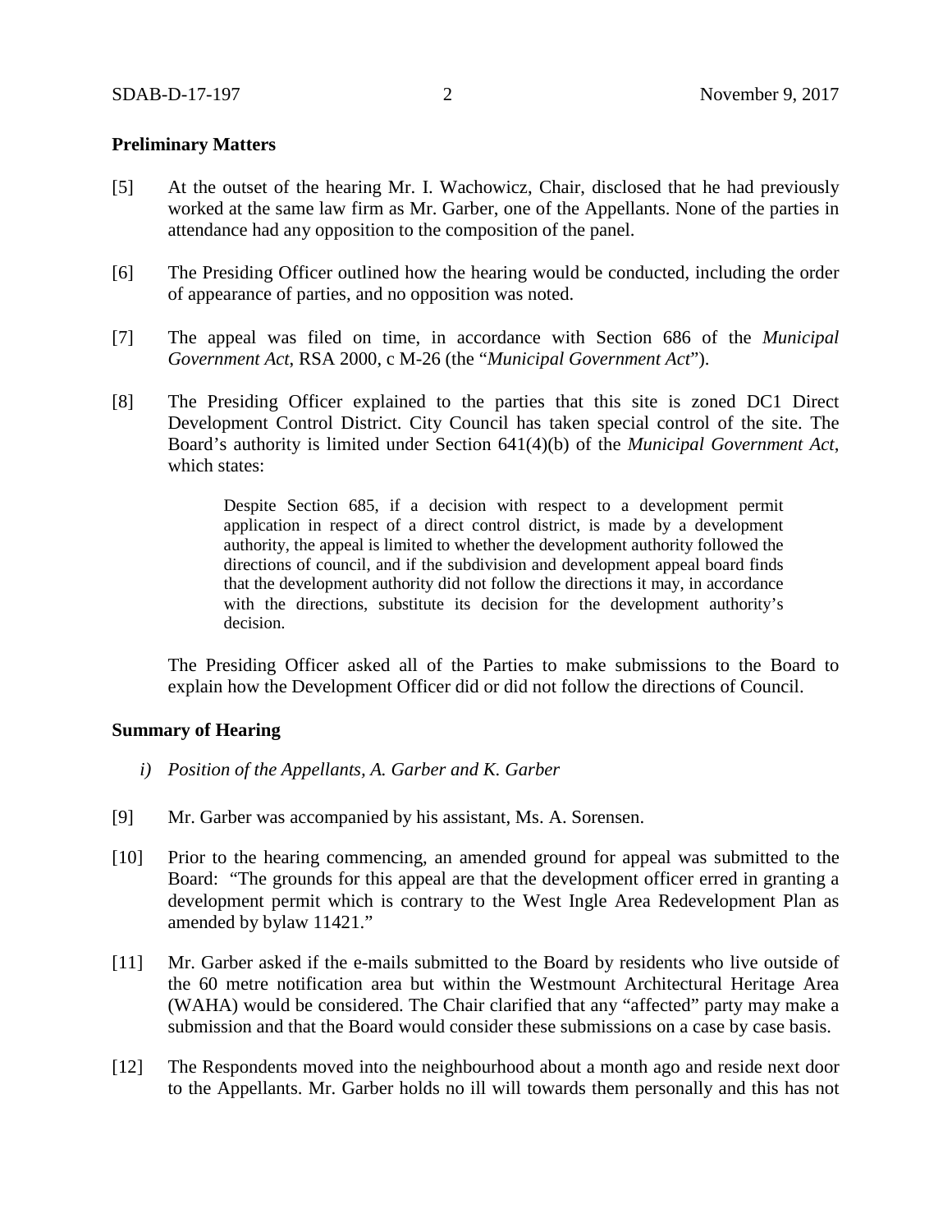**Preliminary Matters**

[5] At the outset of the hearing Mr. I. Wachowicz, Chair, disclosed that he had previously worked at the same law firm as Mr. Garber, one of the Appellants. None of the parties in attendance had any opposition to the composition of the panel.

[6] The Presiding Officer outlined how the hearing would be conducted, including the order of appearance of parties, and no opposition was noted.

[7] The appeal was filed on time, in accordance with Section 686 of the *Municipal Government Act*, RSA 2000, c M-26 (the "*Municipal Government Act*").

[8] The Presiding Officer explained to the parties that this site is zoned DC1 Direct Development Control District. City Council has taken special control of the site. The Board's authority is limited under Section 641(4)(b) of the *Municipal Government Act*, which states:

> Despite Section 685, if a decision with respect to a development permit application in respect of a direct control district, is made by a development authority, the appeal is limited to whether the development authority followed the directions of council, and if the subdivision and development appeal board finds that the development authority did not follow the directions it may, in accordance with the directions, substitute its decision for the development authority's decision.

The Presiding Officer asked all of the Parties to make submissions to the Board to explain how the Development Officer did or did not follow the directions of Council.

**Summary of Hearing**

*i) Position of the Appellants, A. Garber and K. Garber*

[9] Mr. Garber was accompanied by his assistant, Ms. A. Sorensen.

[10] Prior to the hearing commencing, an amended ground for appeal was submitted to the Board: "The grounds for this appeal are that the development officer erred in granting a development permit which is contrary to the West Ingle Area Redevelopment Plan as amended by bylaw 11421."

[11] Mr. Garber asked if the e-mails submitted to the Board by residents who live outside of the 60 metre notification area but within the Westmount Architectural Heritage Area (WAHA) would be considered. The Chair clarified that any "affected" party may make a submission and that the Board would consider these submissions on a case by case basis.

[12] The Respondents moved into the neighbourhood about a month ago and reside next door to the Appellants. Mr. Garber holds no ill will towards them personally and this has not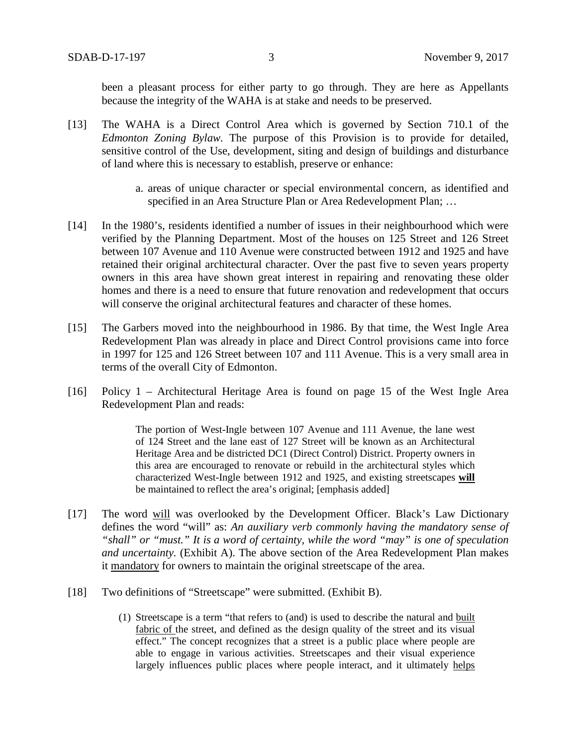been a pleasant process for either party to go through. They are here as Appellants because the integrity of the WAHA is at stake and needs to be preserved.

[13] The WAHA is a Direct Control Area which is governed by Section 710.1 of the *Edmonton Zoning Bylaw*. The purpose of this Provision is to provide for detailed, sensitive control of the Use, development, siting and design of buildings and disturbance of land where this is necessary to establish, preserve or enhance:

> a. areas of unique character or special environmental concern, as identified and specified in an Area Structure Plan or Area Redevelopment Plan; …

[14] In the 1980's, residents identified a number of issues in their neighbourhood which were verified by the Planning Department. Most of the houses on 125 Street and 126 Street between 107 Avenue and 110 Avenue were constructed between 1912 and 1925 and have retained their original architectural character. Over the past five to seven years property owners in this area have shown great interest in repairing and renovating these older homes and there is a need to ensure that future renovation and redevelopment that occurs will conserve the original architectural features and character of these homes.

[15] The Garbers moved into the neighbourhood in 1986. By that time, the West Ingle Area Redevelopment Plan was already in place and Direct Control provisions came into force in 1997 for 125 and 126 Street between 107 and 111 Avenue. This is a very small area in terms of the overall City of Edmonton.

[16] Policy 1 – Architectural Heritage Area is found on page 15 of the West Ingle Area Redevelopment Plan and reads:

> The portion of West-Ingle between 107 Avenue and 111 Avenue, the lane west of 124 Street and the lane east of 127 Street will be known as an Architectural Heritage Area and be districted DC1 (Direct Control) District. Property owners in this area are encouraged to renovate or rebuild in the architectural styles which characterized West-Ingle between 1912 and 1925, and existing streetscapes <u>**will**</u> be maintained to reflect the area's original; [emphasis added]

[17] The word <u>will</u> was overlooked by the Development Officer. Black's Law Dictionary defines the word "will" as: *An auxiliary verb commonly having the mandatory sense of "shall" or "must." It is a word of certainty, while the word "may" is one of speculation and uncertainty.* (Exhibit A). The above section of the Area Redevelopment Plan makes it <u>mandatory</u> for owners to maintain the original streetscape of the area.

[18] Two definitions of "Streetscape" were submitted. (Exhibit B).

> (1) Streetscape is a term "that refers to (and) is used to describe the natural and <u>built fabric of</u> the street, and defined as the design quality of the street and its visual effect." The concept recognizes that a street is a public place where people are able to engage in various activities. Streetscapes and their visual experience largely influences public places where people interact, and it ultimately <u>helps</u>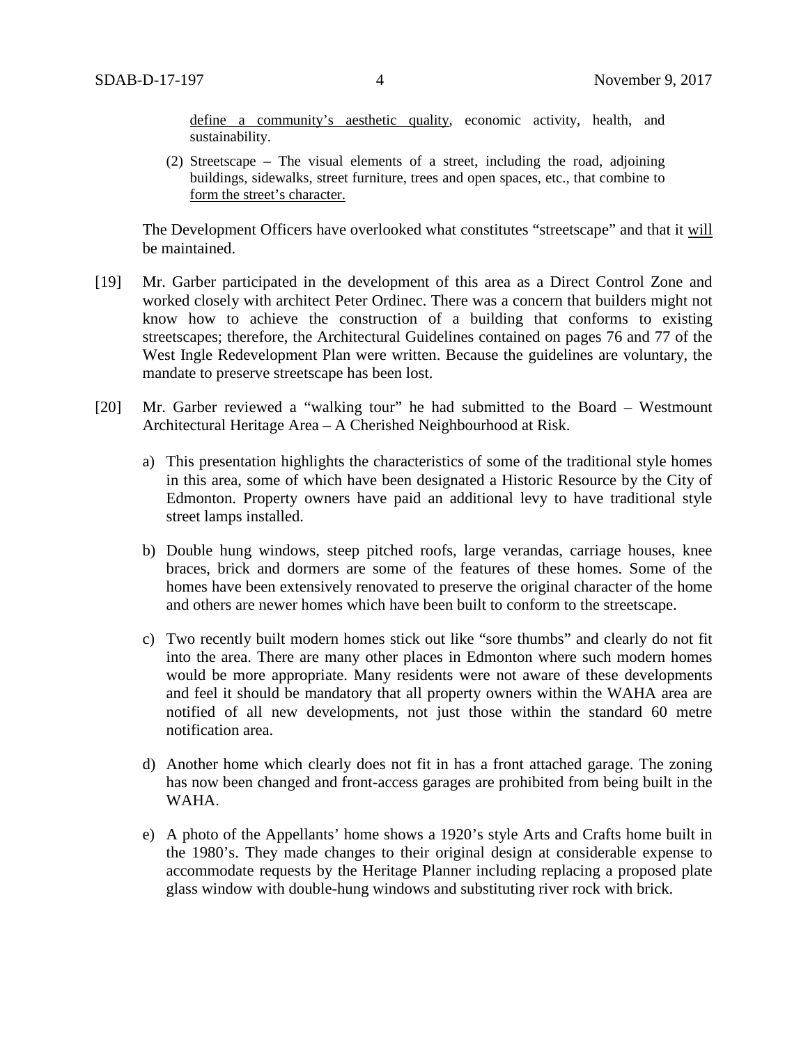define a community's aesthetic quality, economic activity, health, and sustainability.

(2) Streetscape – The visual elements of a street, including the road, adjoining buildings, sidewalks, street furniture, trees and open spaces, etc., that combine to form the street's character.

The Development Officers have overlooked what constitutes "streetscape" and that it will be maintained.

[19] Mr. Garber participated in the development of this area as a Direct Control Zone and worked closely with architect Peter Ordinec. There was a concern that builders might not know how to achieve the construction of a building that conforms to existing streetscapes; therefore, the Architectural Guidelines contained on pages 76 and 77 of the West Ingle Redevelopment Plan were written. Because the guidelines are voluntary, the mandate to preserve streetscape has been lost.

[20] Mr. Garber reviewed a "walking tour" he had submitted to the Board – Westmount Architectural Heritage Area – A Cherished Neighbourhood at Risk.

a) This presentation highlights the characteristics of some of the traditional style homes in this area, some of which have been designated a Historic Resource by the City of Edmonton. Property owners have paid an additional levy to have traditional style street lamps installed.

b) Double hung windows, steep pitched roofs, large verandas, carriage houses, knee braces, brick and dormers are some of the features of these homes. Some of the homes have been extensively renovated to preserve the original character of the home and others are newer homes which have been built to conform to the streetscape.

c) Two recently built modern homes stick out like "sore thumbs" and clearly do not fit into the area. There are many other places in Edmonton where such modern homes would be more appropriate. Many residents were not aware of these developments and feel it should be mandatory that all property owners within the WAHA area are notified of all new developments, not just those within the standard 60 metre notification area.

d) Another home which clearly does not fit in has a front attached garage. The zoning has now been changed and front-access garages are prohibited from being built in the WAHA.

e) A photo of the Appellants' home shows a 1920's style Arts and Crafts home built in the 1980's. They made changes to their original design at considerable expense to accommodate requests by the Heritage Planner including replacing a proposed plate glass window with double-hung windows and substituting river rock with brick.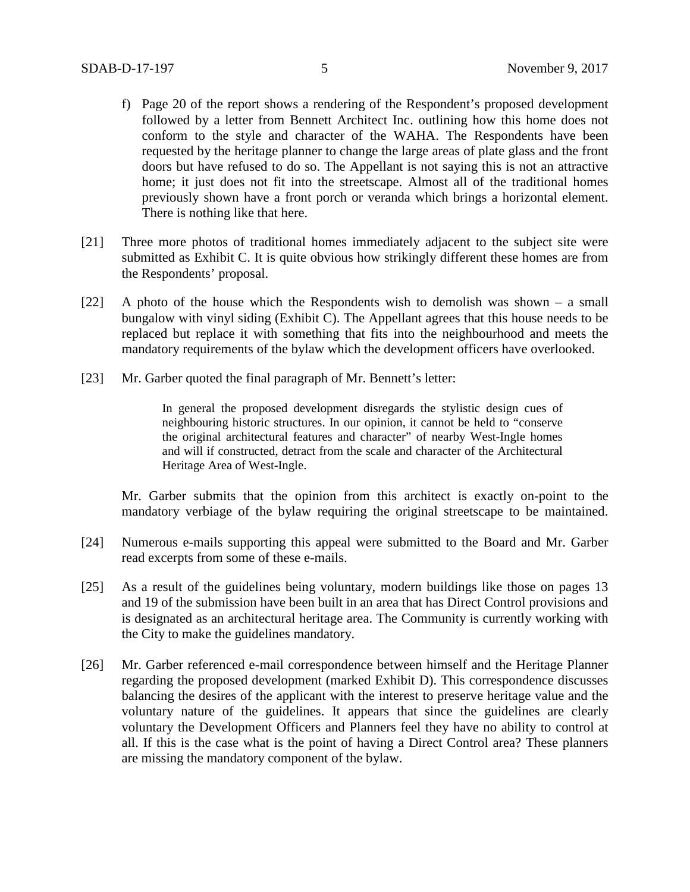f) Page 20 of the report shows a rendering of the Respondent's proposed development followed by a letter from Bennett Architect Inc. outlining how this home does not conform to the style and character of the WAHA. The Respondents have been requested by the heritage planner to change the large areas of plate glass and the front doors but have refused to do so. The Appellant is not saying this is not an attractive home; it just does not fit into the streetscape. Almost all of the traditional homes previously shown have a front porch or veranda which brings a horizontal element. There is nothing like that here.

[21] Three more photos of traditional homes immediately adjacent to the subject site were submitted as Exhibit C. It is quite obvious how strikingly different these homes are from the Respondents' proposal.

[22] A photo of the house which the Respondents wish to demolish was shown – a small bungalow with vinyl siding (Exhibit C). The Appellant agrees that this house needs to be replaced but replace it with something that fits into the neighbourhood and meets the mandatory requirements of the bylaw which the development officers have overlooked.

[23] Mr. Garber quoted the final paragraph of Mr. Bennett's letter:

> In general the proposed development disregards the stylistic design cues of neighbouring historic structures. In our opinion, it cannot be held to "conserve the original architectural features and character" of nearby West-Ingle homes and will if constructed, detract from the scale and character of the Architectural Heritage Area of West-Ingle.

Mr. Garber submits that the opinion from this architect is exactly on-point to the mandatory verbiage of the bylaw requiring the original streetscape to be maintained.

[24] Numerous e-mails supporting this appeal were submitted to the Board and Mr. Garber read excerpts from some of these e-mails.

[25] As a result of the guidelines being voluntary, modern buildings like those on pages 13 and 19 of the submission have been built in an area that has Direct Control provisions and is designated as an architectural heritage area. The Community is currently working with the City to make the guidelines mandatory.

[26] Mr. Garber referenced e-mail correspondence between himself and the Heritage Planner regarding the proposed development (marked Exhibit D). This correspondence discusses balancing the desires of the applicant with the interest to preserve heritage value and the voluntary nature of the guidelines. It appears that since the guidelines are clearly voluntary the Development Officers and Planners feel they have no ability to control at all. If this is the case what is the point of having a Direct Control area? These planners are missing the mandatory component of the bylaw.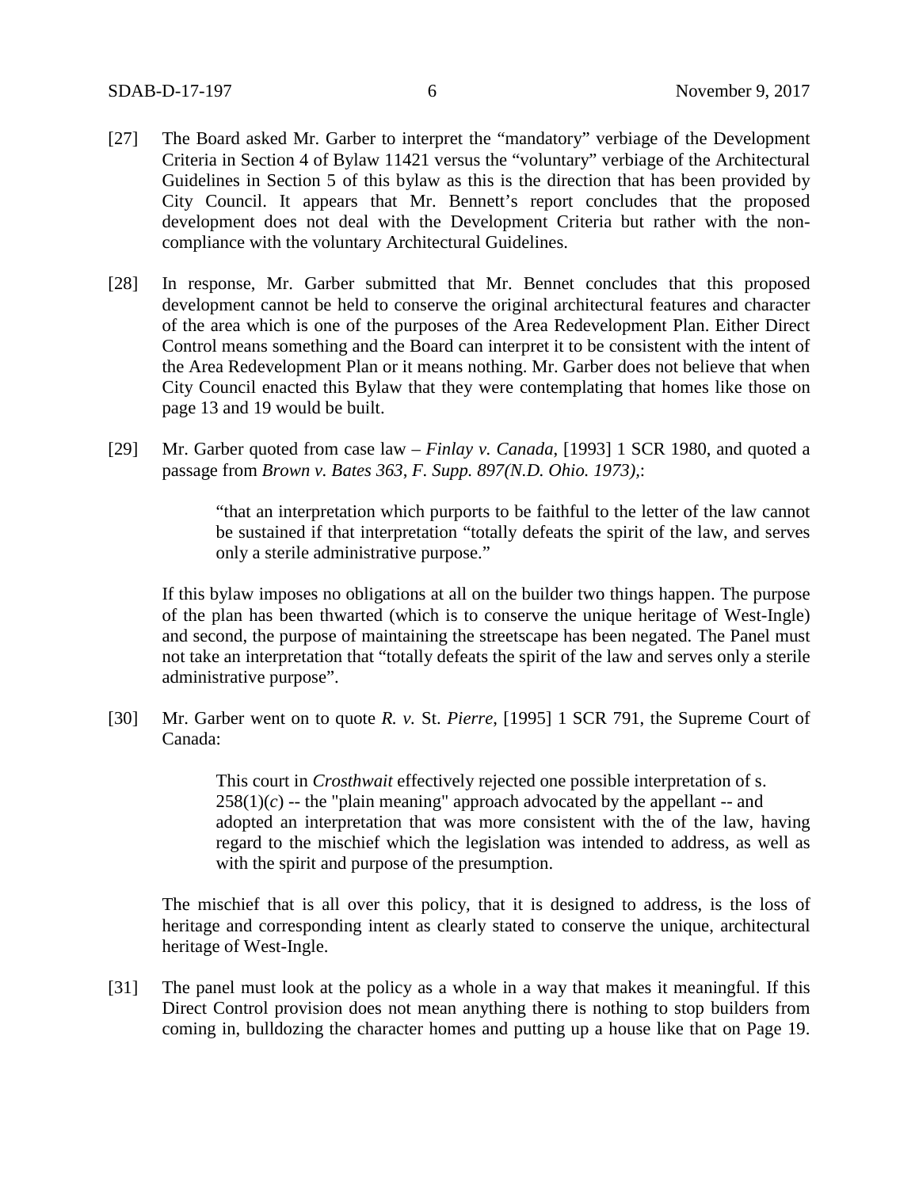[27] The Board asked Mr. Garber to interpret the "mandatory" verbiage of the Development Criteria in Section 4 of Bylaw 11421 versus the "voluntary" verbiage of the Architectural Guidelines in Section 5 of this bylaw as this is the direction that has been provided by City Council. It appears that Mr. Bennett's report concludes that the proposed development does not deal with the Development Criteria but rather with the non-compliance with the voluntary Architectural Guidelines.

[28] In response, Mr. Garber submitted that Mr. Bennet concludes that this proposed development cannot be held to conserve the original architectural features and character of the area which is one of the purposes of the Area Redevelopment Plan. Either Direct Control means something and the Board can interpret it to be consistent with the intent of the Area Redevelopment Plan or it means nothing. Mr. Garber does not believe that when City Council enacted this Bylaw that they were contemplating that homes like those on page 13 and 19 would be built.

[29] Mr. Garber quoted from case law – *Finlay v. Canada*, [1993] 1 SCR 1980, and quoted a passage from *Brown v. Bates 363, F. Supp. 897(N.D. Ohio. 1973),*:

> "that an interpretation which purports to be faithful to the letter of the law cannot be sustained if that interpretation "totally defeats the spirit of the law, and serves only a sterile administrative purpose."

If this bylaw imposes no obligations at all on the builder two things happen. The purpose of the plan has been thwarted (which is to conserve the unique heritage of West-Ingle) and second, the purpose of maintaining the streetscape has been negated. The Panel must not take an interpretation that "totally defeats the spirit of the law and serves only a sterile administrative purpose".

[30] Mr. Garber went on to quote *R. v.* St. *Pierre*, [1995] 1 SCR 791, the Supreme Court of Canada:

> This court in *Crosthwait* effectively rejected one possible interpretation of s. 258(1)(*c*) -- the "plain meaning" approach advocated by the appellant -- and adopted an interpretation that was more consistent with the of the law, having regard to the mischief which the legislation was intended to address, as well as with the spirit and purpose of the presumption.

The mischief that is all over this policy, that it is designed to address, is the loss of heritage and corresponding intent as clearly stated to conserve the unique, architectural heritage of West-Ingle.

[31] The panel must look at the policy as a whole in a way that makes it meaningful. If this Direct Control provision does not mean anything there is nothing to stop builders from coming in, bulldozing the character homes and putting up a house like that on Page 19.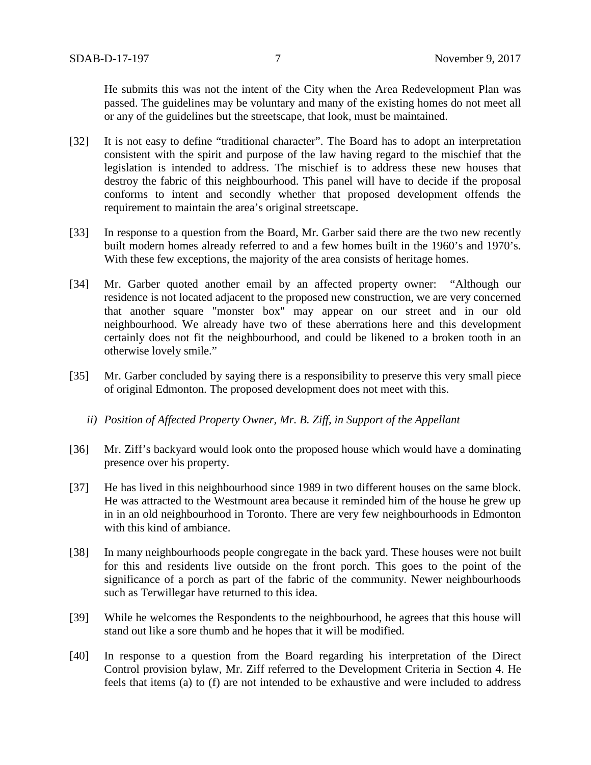He submits this was not the intent of the City when the Area Redevelopment Plan was passed. The guidelines may be voluntary and many of the existing homes do not meet all or any of the guidelines but the streetscape, that look, must be maintained.

[32] It is not easy to define "traditional character". The Board has to adopt an interpretation consistent with the spirit and purpose of the law having regard to the mischief that the legislation is intended to address. The mischief is to address these new houses that destroy the fabric of this neighbourhood. This panel will have to decide if the proposal conforms to intent and secondly whether that proposed development offends the requirement to maintain the area's original streetscape.

[33] In response to a question from the Board, Mr. Garber said there are the two new recently built modern homes already referred to and a few homes built in the 1960's and 1970's. With these few exceptions, the majority of the area consists of heritage homes.

[34] Mr. Garber quoted another email by an affected property owner: "Although our residence is not located adjacent to the proposed new construction, we are very concerned that another square "monster box" may appear on our street and in our old neighbourhood. We already have two of these aberrations here and this development certainly does not fit the neighbourhood, and could be likened to a broken tooth in an otherwise lovely smile."

[35] Mr. Garber concluded by saying there is a responsibility to preserve this very small piece of original Edmonton. The proposed development does not meet with this.

*ii) Position of Affected Property Owner, Mr. B. Ziff, in Support of the Appellant*

[36] Mr. Ziff's backyard would look onto the proposed house which would have a dominating presence over his property.

[37] He has lived in this neighbourhood since 1989 in two different houses on the same block. He was attracted to the Westmount area because it reminded him of the house he grew up in in an old neighbourhood in Toronto. There are very few neighbourhoods in Edmonton with this kind of ambiance.

[38] In many neighbourhoods people congregate in the back yard. These houses were not built for this and residents live outside on the front porch. This goes to the point of the significance of a porch as part of the fabric of the community. Newer neighbourhoods such as Terwillegar have returned to this idea.

[39] While he welcomes the Respondents to the neighbourhood, he agrees that this house will stand out like a sore thumb and he hopes that it will be modified.

[40] In response to a question from the Board regarding his interpretation of the Direct Control provision bylaw, Mr. Ziff referred to the Development Criteria in Section 4. He feels that items (a) to (f) are not intended to be exhaustive and were included to address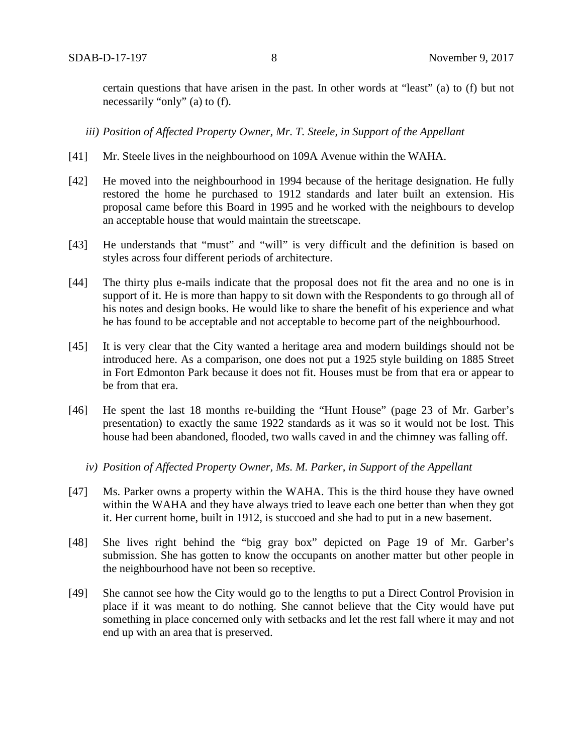certain questions that have arisen in the past. In other words at "least" (a) to (f) but not necessarily "only" (a) to (f).

*iii) Position of Affected Property Owner, Mr. T. Steele, in Support of the Appellant*

[41] Mr. Steele lives in the neighbourhood on 109A Avenue within the WAHA.

[42] He moved into the neighbourhood in 1994 because of the heritage designation. He fully restored the home he purchased to 1912 standards and later built an extension. His proposal came before this Board in 1995 and he worked with the neighbours to develop an acceptable house that would maintain the streetscape.

[43] He understands that "must" and "will" is very difficult and the definition is based on styles across four different periods of architecture.

[44] The thirty plus e-mails indicate that the proposal does not fit the area and no one is in support of it. He is more than happy to sit down with the Respondents to go through all of his notes and design books. He would like to share the benefit of his experience and what he has found to be acceptable and not acceptable to become part of the neighbourhood.

[45] It is very clear that the City wanted a heritage area and modern buildings should not be introduced here. As a comparison, one does not put a 1925 style building on 1885 Street in Fort Edmonton Park because it does not fit. Houses must be from that era or appear to be from that era.

[46] He spent the last 18 months re-building the "Hunt House" (page 23 of Mr. Garber's presentation) to exactly the same 1922 standards as it was so it would not be lost. This house had been abandoned, flooded, two walls caved in and the chimney was falling off.

*iv) Position of Affected Property Owner, Ms. M. Parker, in Support of the Appellant*

[47] Ms. Parker owns a property within the WAHA. This is the third house they have owned within the WAHA and they have always tried to leave each one better than when they got it. Her current home, built in 1912, is stuccoed and she had to put in a new basement.

[48] She lives right behind the "big gray box" depicted on Page 19 of Mr. Garber's submission. She has gotten to know the occupants on another matter but other people in the neighbourhood have not been so receptive.

[49] She cannot see how the City would go to the lengths to put a Direct Control Provision in place if it was meant to do nothing. She cannot believe that the City would have put something in place concerned only with setbacks and let the rest fall where it may and not end up with an area that is preserved.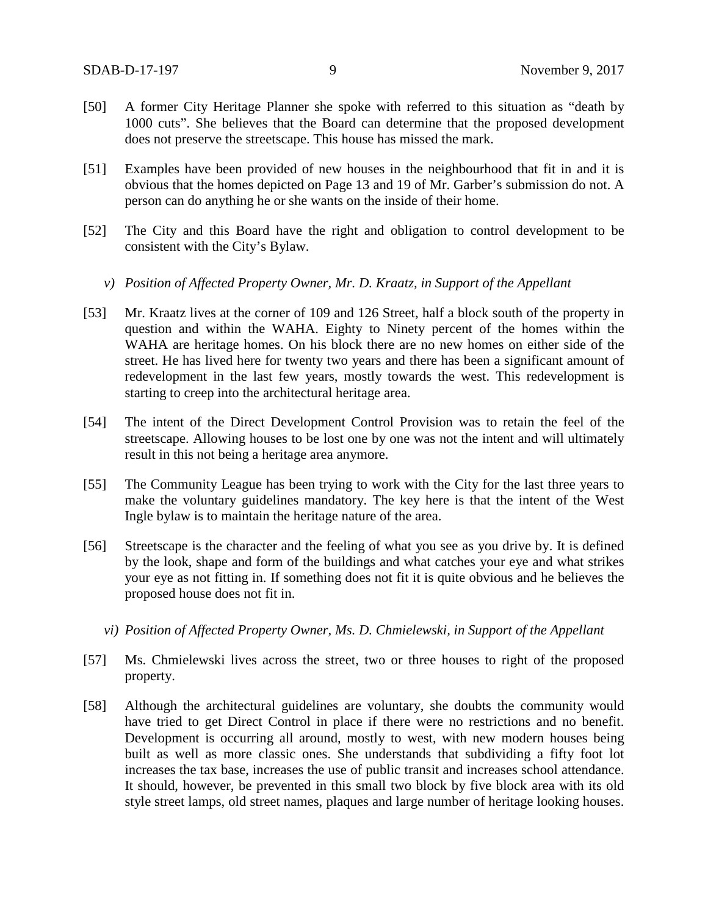[50] A former City Heritage Planner she spoke with referred to this situation as "death by 1000 cuts". She believes that the Board can determine that the proposed development does not preserve the streetscape. This house has missed the mark.

[51] Examples have been provided of new houses in the neighbourhood that fit in and it is obvious that the homes depicted on Page 13 and 19 of Mr. Garber's submission do not. A person can do anything he or she wants on the inside of their home.

[52] The City and this Board have the right and obligation to control development to be consistent with the City's Bylaw.

*v) Position of Affected Property Owner, Mr. D. Kraatz, in Support of the Appellant*

[53] Mr. Kraatz lives at the corner of 109 and 126 Street, half a block south of the property in question and within the WAHA. Eighty to Ninety percent of the homes within the WAHA are heritage homes. On his block there are no new homes on either side of the street. He has lived here for twenty two years and there has been a significant amount of redevelopment in the last few years, mostly towards the west. This redevelopment is starting to creep into the architectural heritage area.

[54] The intent of the Direct Development Control Provision was to retain the feel of the streetscape. Allowing houses to be lost one by one was not the intent and will ultimately result in this not being a heritage area anymore.

[55] The Community League has been trying to work with the City for the last three years to make the voluntary guidelines mandatory. The key here is that the intent of the West Ingle bylaw is to maintain the heritage nature of the area.

[56] Streetscape is the character and the feeling of what you see as you drive by. It is defined by the look, shape and form of the buildings and what catches your eye and what strikes your eye as not fitting in. If something does not fit it is quite obvious and he believes the proposed house does not fit in.

*vi) Position of Affected Property Owner, Ms. D. Chmielewski, in Support of the Appellant*

[57] Ms. Chmielewski lives across the street, two or three houses to right of the proposed property.

[58] Although the architectural guidelines are voluntary, she doubts the community would have tried to get Direct Control in place if there were no restrictions and no benefit. Development is occurring all around, mostly to west, with new modern houses being built as well as more classic ones. She understands that subdividing a fifty foot lot increases the tax base, increases the use of public transit and increases school attendance. It should, however, be prevented in this small two block by five block area with its old style street lamps, old street names, plaques and large number of heritage looking houses.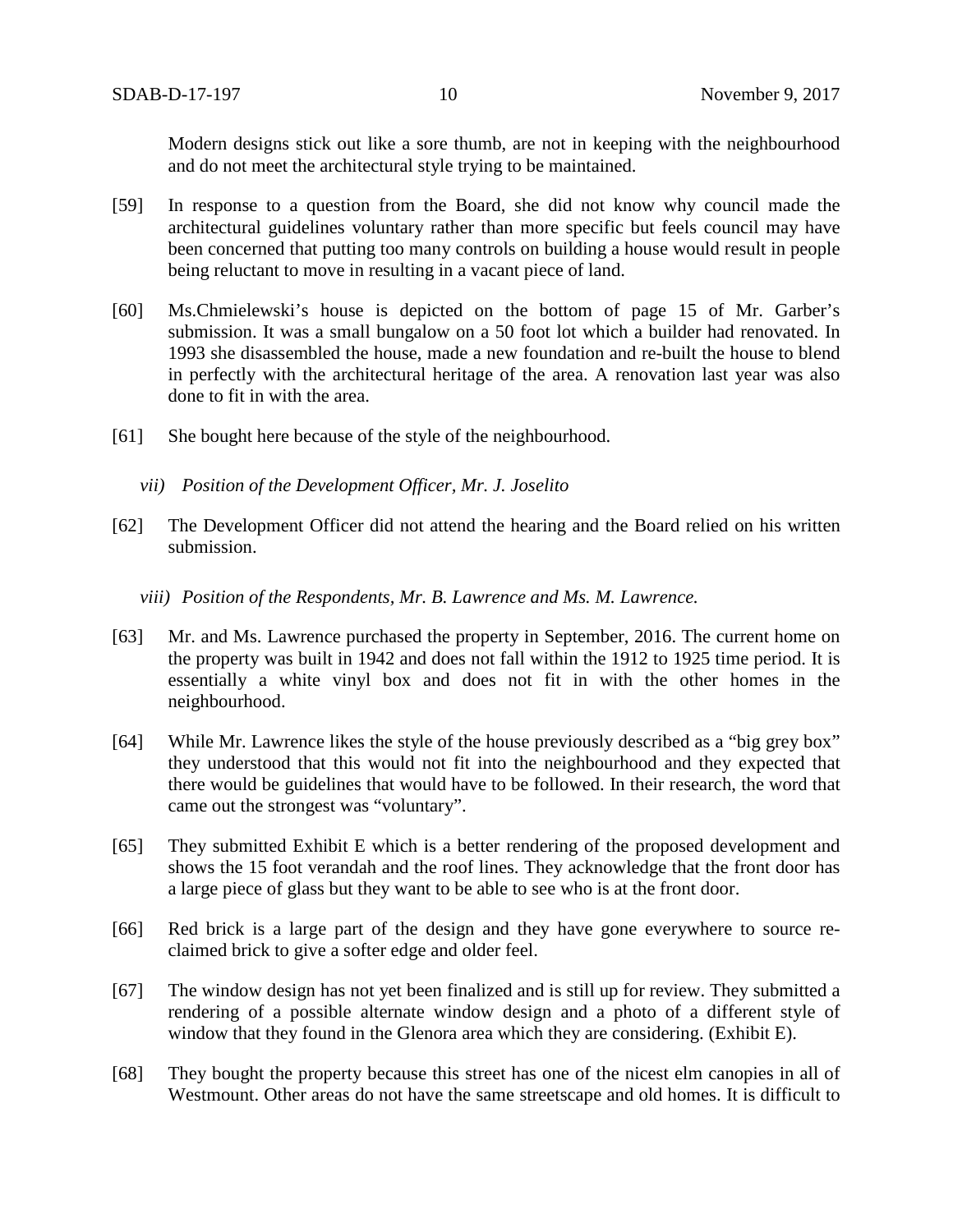Modern designs stick out like a sore thumb, are not in keeping with the neighbourhood and do not meet the architectural style trying to be maintained.

[59] In response to a question from the Board, she did not know why council made the architectural guidelines voluntary rather than more specific but feels council may have been concerned that putting too many controls on building a house would result in people being reluctant to move in resulting in a vacant piece of land.

[60] Ms.Chmielewski's house is depicted on the bottom of page 15 of Mr. Garber's submission. It was a small bungalow on a 50 foot lot which a builder had renovated. In 1993 she disassembled the house, made a new foundation and re-built the house to blend in perfectly with the architectural heritage of the area. A renovation last year was also done to fit in with the area.

[61] She bought here because of the style of the neighbourhood.

*vii) Position of the Development Officer, Mr. J. Joselito*

[62] The Development Officer did not attend the hearing and the Board relied on his written submission.

*viii) Position of the Respondents, Mr. B. Lawrence and Ms. M. Lawrence.*

[63] Mr. and Ms. Lawrence purchased the property in September, 2016. The current home on the property was built in 1942 and does not fall within the 1912 to 1925 time period. It is essentially a white vinyl box and does not fit in with the other homes in the neighbourhood.

[64] While Mr. Lawrence likes the style of the house previously described as a "big grey box" they understood that this would not fit into the neighbourhood and they expected that there would be guidelines that would have to be followed. In their research, the word that came out the strongest was "voluntary".

[65] They submitted Exhibit E which is a better rendering of the proposed development and shows the 15 foot verandah and the roof lines. They acknowledge that the front door has a large piece of glass but they want to be able to see who is at the front door.

[66] Red brick is a large part of the design and they have gone everywhere to source re-claimed brick to give a softer edge and older feel.

[67] The window design has not yet been finalized and is still up for review. They submitted a rendering of a possible alternate window design and a photo of a different style of window that they found in the Glenora area which they are considering. (Exhibit E).

[68] They bought the property because this street has one of the nicest elm canopies in all of Westmount. Other areas do not have the same streetscape and old homes. It is difficult to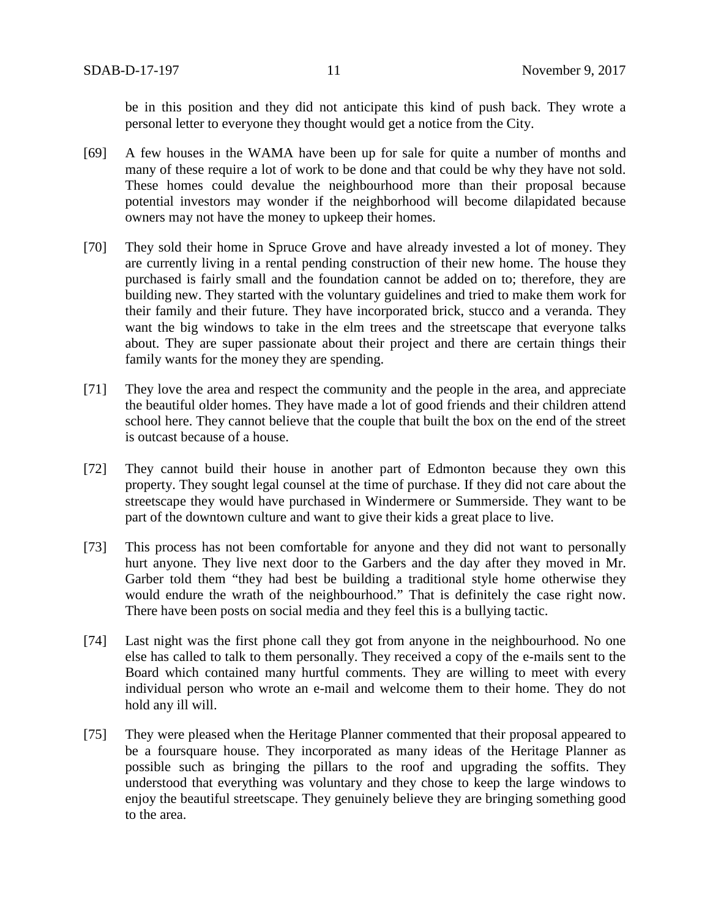be in this position and they did not anticipate this kind of push back. They wrote a personal letter to everyone they thought would get a notice from the City.

[69] A few houses in the WAMA have been up for sale for quite a number of months and many of these require a lot of work to be done and that could be why they have not sold. These homes could devalue the neighbourhood more than their proposal because potential investors may wonder if the neighborhood will become dilapidated because owners may not have the money to upkeep their homes.

[70] They sold their home in Spruce Grove and have already invested a lot of money. They are currently living in a rental pending construction of their new home. The house they purchased is fairly small and the foundation cannot be added on to; therefore, they are building new. They started with the voluntary guidelines and tried to make them work for their family and their future. They have incorporated brick, stucco and a veranda. They want the big windows to take in the elm trees and the streetscape that everyone talks about. They are super passionate about their project and there are certain things their family wants for the money they are spending.

[71] They love the area and respect the community and the people in the area, and appreciate the beautiful older homes. They have made a lot of good friends and their children attend school here. They cannot believe that the couple that built the box on the end of the street is outcast because of a house.

[72] They cannot build their house in another part of Edmonton because they own this property. They sought legal counsel at the time of purchase. If they did not care about the streetscape they would have purchased in Windermere or Summerside. They want to be part of the downtown culture and want to give their kids a great place to live.

[73] This process has not been comfortable for anyone and they did not want to personally hurt anyone. They live next door to the Garbers and the day after they moved in Mr. Garber told them "they had best be building a traditional style home otherwise they would endure the wrath of the neighbourhood." That is definitely the case right now. There have been posts on social media and they feel this is a bullying tactic.

[74] Last night was the first phone call they got from anyone in the neighbourhood. No one else has called to talk to them personally. They received a copy of the e-mails sent to the Board which contained many hurtful comments. They are willing to meet with every individual person who wrote an e-mail and welcome them to their home. They do not hold any ill will.

[75] They were pleased when the Heritage Planner commented that their proposal appeared to be a foursquare house. They incorporated as many ideas of the Heritage Planner as possible such as bringing the pillars to the roof and upgrading the soffits. They understood that everything was voluntary and they chose to keep the large windows to enjoy the beautiful streetscape. They genuinely believe they are bringing something good to the area.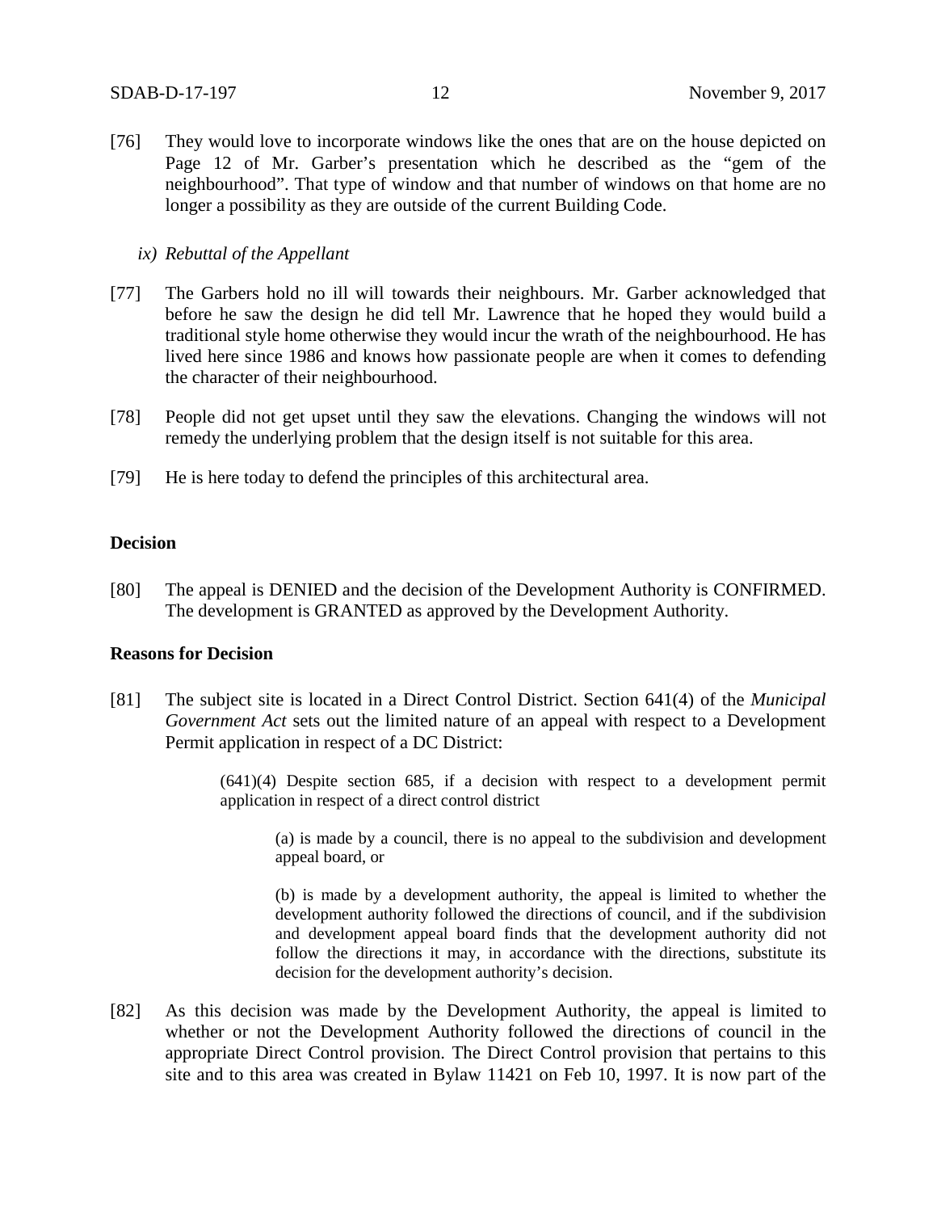[76] They would love to incorporate windows like the ones that are on the house depicted on Page 12 of Mr. Garber's presentation which he described as the "gem of the neighbourhood". That type of window and that number of windows on that home are no longer a possibility as they are outside of the current Building Code.

*ix) Rebuttal of the Appellant*

[77] The Garbers hold no ill will towards their neighbours. Mr. Garber acknowledged that before he saw the design he did tell Mr. Lawrence that he hoped they would build a traditional style home otherwise they would incur the wrath of the neighbourhood. He has lived here since 1986 and knows how passionate people are when it comes to defending the character of their neighbourhood.

[78] People did not get upset until they saw the elevations. Changing the windows will not remedy the underlying problem that the design itself is not suitable for this area.

[79] He is here today to defend the principles of this architectural area.

**Decision**

[80] The appeal is DENIED and the decision of the Development Authority is CONFIRMED. The development is GRANTED as approved by the Development Authority.

**Reasons for Decision**

[81] The subject site is located in a Direct Control District. Section 641(4) of the *Municipal Government Act* sets out the limited nature of an appeal with respect to a Development Permit application in respect of a DC District:

> (641)(4) Despite section 685, if a decision with respect to a development permit application in respect of a direct control district
>
> > (a) is made by a council, there is no appeal to the subdivision and development appeal board, or
> >
> > (b) is made by a development authority, the appeal is limited to whether the development authority followed the directions of council, and if the subdivision and development appeal board finds that the development authority did not follow the directions it may, in accordance with the directions, substitute its decision for the development authority's decision.

[82] As this decision was made by the Development Authority, the appeal is limited to whether or not the Development Authority followed the directions of council in the appropriate Direct Control provision. The Direct Control provision that pertains to this site and to this area was created in Bylaw 11421 on Feb 10, 1997. It is now part of the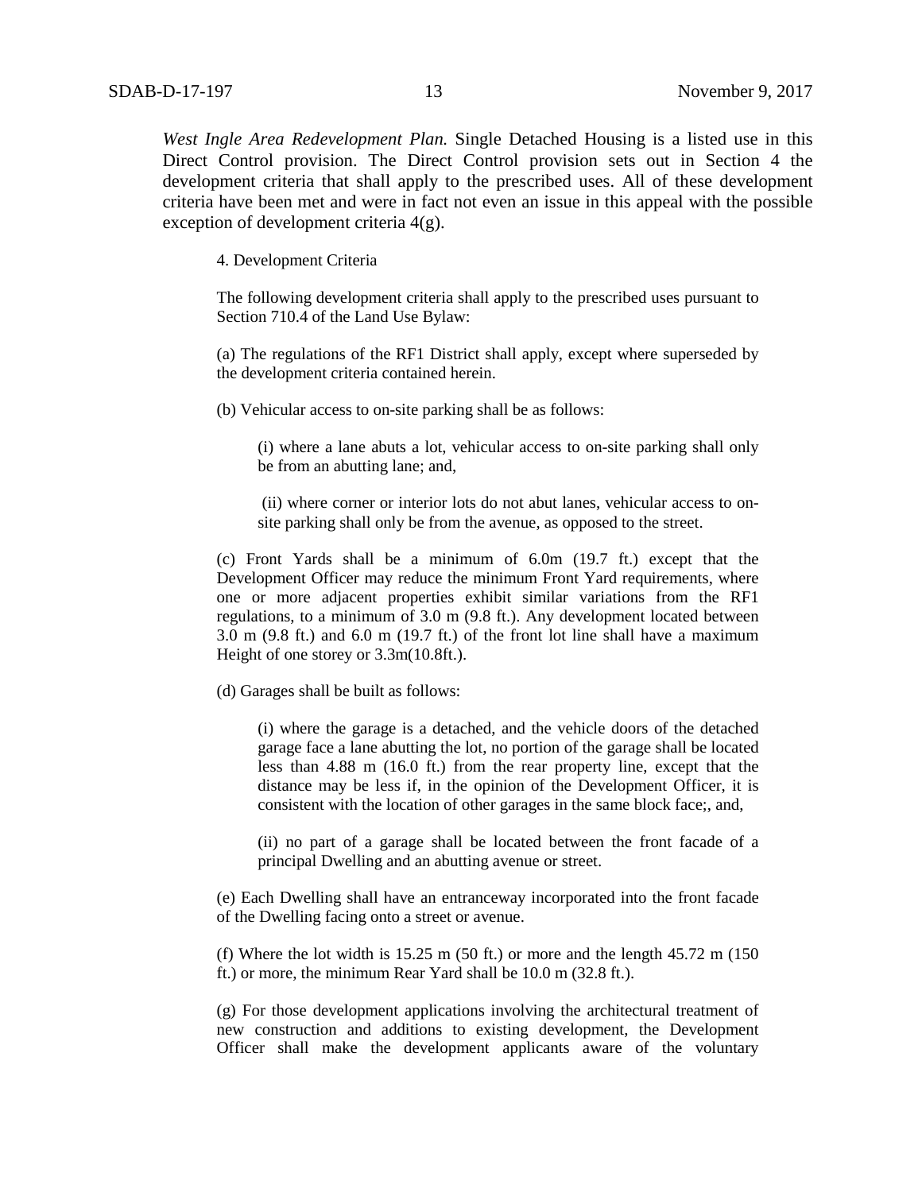*West Ingle Area Redevelopment Plan.* Single Detached Housing is a listed use in this Direct Control provision. The Direct Control provision sets out in Section 4 the development criteria that shall apply to the prescribed uses. All of these development criteria have been met and were in fact not even an issue in this appeal with the possible exception of development criteria 4(g).

> 4. Development Criteria
>
> The following development criteria shall apply to the prescribed uses pursuant to Section 710.4 of the Land Use Bylaw:
>
> (a) The regulations of the RF1 District shall apply, except where superseded by the development criteria contained herein.
>
> (b) Vehicular access to on-site parking shall be as follows:
>
> > (i) where a lane abuts a lot, vehicular access to on-site parking shall only be from an abutting lane; and,
> >
> > (ii) where corner or interior lots do not abut lanes, vehicular access to on-site parking shall only be from the avenue, as opposed to the street.
>
> (c) Front Yards shall be a minimum of 6.0m (19.7 ft.) except that the Development Officer may reduce the minimum Front Yard requirements, where one or more adjacent properties exhibit similar variations from the RF1 regulations, to a minimum of 3.0 m (9.8 ft.). Any development located between 3.0 m (9.8 ft.) and 6.0 m (19.7 ft.) of the front lot line shall have a maximum Height of one storey or 3.3m(10.8ft.).
>
> (d) Garages shall be built as follows:
>
> > (i) where the garage is a detached, and the vehicle doors of the detached garage face a lane abutting the lot, no portion of the garage shall be located less than 4.88 m (16.0 ft.) from the rear property line, except that the distance may be less if, in the opinion of the Development Officer, it is consistent with the location of other garages in the same block face;, and,
> >
> > (ii) no part of a garage shall be located between the front facade of a principal Dwelling and an abutting avenue or street.
>
> (e) Each Dwelling shall have an entranceway incorporated into the front facade of the Dwelling facing onto a street or avenue.
>
> (f) Where the lot width is 15.25 m (50 ft.) or more and the length 45.72 m (150 ft.) or more, the minimum Rear Yard shall be 10.0 m (32.8 ft.).
>
> (g) For those development applications involving the architectural treatment of new construction and additions to existing development, the Development Officer shall make the development applicants aware of the voluntary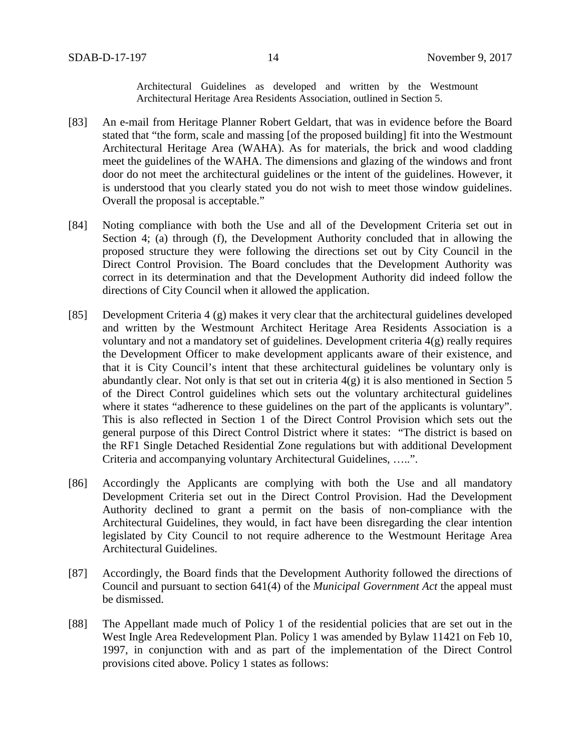Architectural Guidelines as developed and written by the Westmount Architectural Heritage Area Residents Association, outlined in Section 5.

[83] An e-mail from Heritage Planner Robert Geldart, that was in evidence before the Board stated that "the form, scale and massing [of the proposed building] fit into the Westmount Architectural Heritage Area (WAHA). As for materials, the brick and wood cladding meet the guidelines of the WAHA. The dimensions and glazing of the windows and front door do not meet the architectural guidelines or the intent of the guidelines. However, it is understood that you clearly stated you do not wish to meet those window guidelines. Overall the proposal is acceptable."

[84] Noting compliance with both the Use and all of the Development Criteria set out in Section 4; (a) through (f), the Development Authority concluded that in allowing the proposed structure they were following the directions set out by City Council in the Direct Control Provision. The Board concludes that the Development Authority was correct in its determination and that the Development Authority did indeed follow the directions of City Council when it allowed the application.

[85] Development Criteria 4 (g) makes it very clear that the architectural guidelines developed and written by the Westmount Architect Heritage Area Residents Association is a voluntary and not a mandatory set of guidelines. Development criteria 4(g) really requires the Development Officer to make development applicants aware of their existence, and that it is City Council's intent that these architectural guidelines be voluntary only is abundantly clear. Not only is that set out in criteria 4(g) it is also mentioned in Section 5 of the Direct Control guidelines which sets out the voluntary architectural guidelines where it states "adherence to these guidelines on the part of the applicants is voluntary". This is also reflected in Section 1 of the Direct Control Provision which sets out the general purpose of this Direct Control District where it states: "The district is based on the RF1 Single Detached Residential Zone regulations but with additional Development Criteria and accompanying voluntary Architectural Guidelines, …..".

[86] Accordingly the Applicants are complying with both the Use and all mandatory Development Criteria set out in the Direct Control Provision. Had the Development Authority declined to grant a permit on the basis of non-compliance with the Architectural Guidelines, they would, in fact have been disregarding the clear intention legislated by City Council to not require adherence to the Westmount Heritage Area Architectural Guidelines.

[87] Accordingly, the Board finds that the Development Authority followed the directions of Council and pursuant to section 641(4) of the *Municipal Government Act* the appeal must be dismissed.

[88] The Appellant made much of Policy 1 of the residential policies that are set out in the West Ingle Area Redevelopment Plan. Policy 1 was amended by Bylaw 11421 on Feb 10, 1997, in conjunction with and as part of the implementation of the Direct Control provisions cited above. Policy 1 states as follows: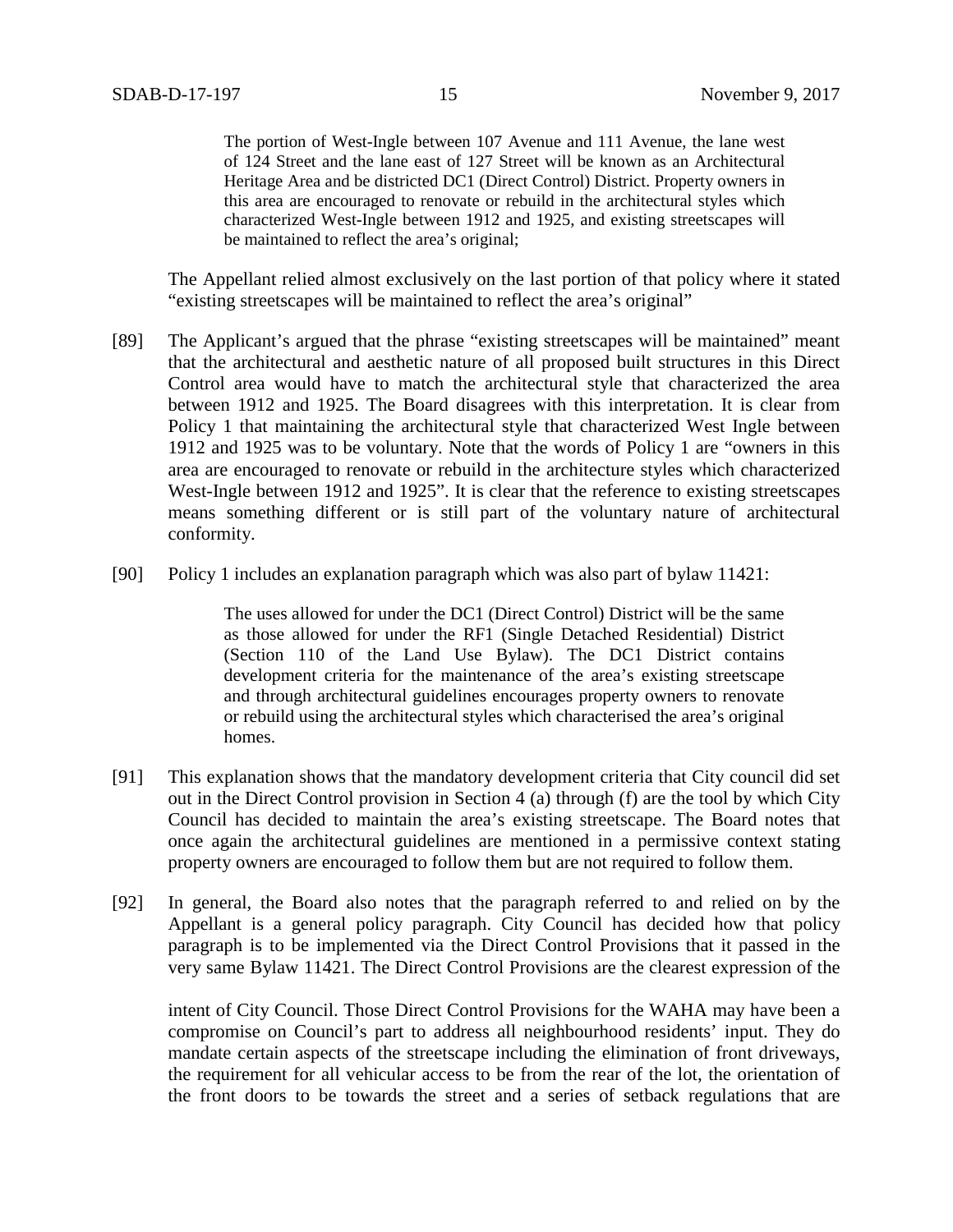> The portion of West-Ingle between 107 Avenue and 111 Avenue, the lane west of 124 Street and the lane east of 127 Street will be known as an Architectural Heritage Area and be districted DC1 (Direct Control) District. Property owners in this area are encouraged to renovate or rebuild in the architectural styles which characterized West-Ingle between 1912 and 1925, and existing streetscapes will be maintained to reflect the area's original;

The Appellant relied almost exclusively on the last portion of that policy where it stated "existing streetscapes will be maintained to reflect the area's original"

[89] The Applicant's argued that the phrase "existing streetscapes will be maintained" meant that the architectural and aesthetic nature of all proposed built structures in this Direct Control area would have to match the architectural style that characterized the area between 1912 and 1925. The Board disagrees with this interpretation. It is clear from Policy 1 that maintaining the architectural style that characterized West Ingle between 1912 and 1925 was to be voluntary. Note that the words of Policy 1 are "owners in this area are encouraged to renovate or rebuild in the architecture styles which characterized West-Ingle between 1912 and 1925". It is clear that the reference to existing streetscapes means something different or is still part of the voluntary nature of architectural conformity.

[90] Policy 1 includes an explanation paragraph which was also part of bylaw 11421:

> The uses allowed for under the DC1 (Direct Control) District will be the same as those allowed for under the RF1 (Single Detached Residential) District (Section 110 of the Land Use Bylaw). The DC1 District contains development criteria for the maintenance of the area's existing streetscape and through architectural guidelines encourages property owners to renovate or rebuild using the architectural styles which characterised the area's original homes.

[91] This explanation shows that the mandatory development criteria that City council did set out in the Direct Control provision in Section 4 (a) through (f) are the tool by which City Council has decided to maintain the area's existing streetscape. The Board notes that once again the architectural guidelines are mentioned in a permissive context stating property owners are encouraged to follow them but are not required to follow them.

[92] In general, the Board also notes that the paragraph referred to and relied on by the Appellant is a general policy paragraph. City Council has decided how that policy paragraph is to be implemented via the Direct Control Provisions that it passed in the very same Bylaw 11421. The Direct Control Provisions are the clearest expression of the intent of City Council. Those Direct Control Provisions for the WAHA may have been a compromise on Council's part to address all neighbourhood residents' input. They do mandate certain aspects of the streetscape including the elimination of front driveways, the requirement for all vehicular access to be from the rear of the lot, the orientation of the front doors to be towards the street and a series of setback regulations that are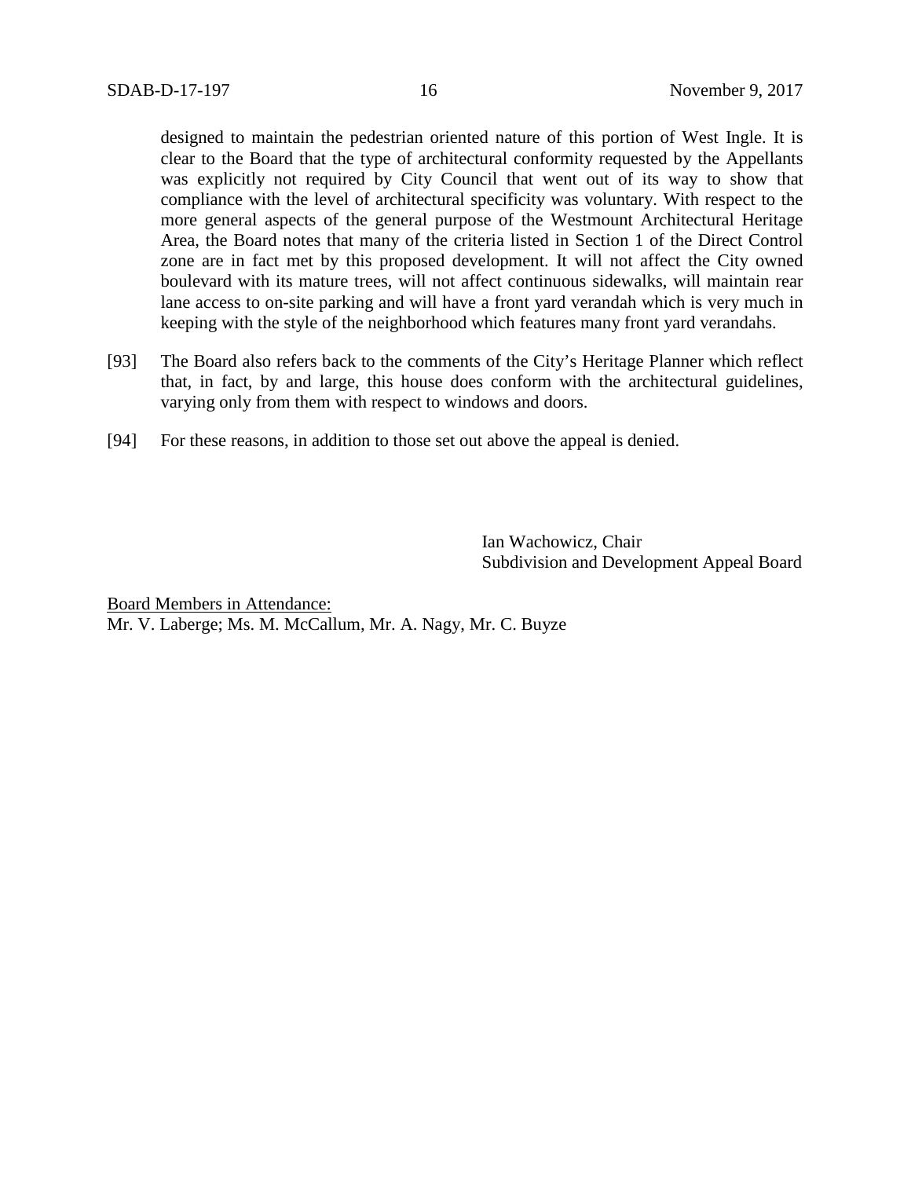designed to maintain the pedestrian oriented nature of this portion of West Ingle. It is clear to the Board that the type of architectural conformity requested by the Appellants was explicitly not required by City Council that went out of its way to show that compliance with the level of architectural specificity was voluntary. With respect to the more general aspects of the general purpose of the Westmount Architectural Heritage Area, the Board notes that many of the criteria listed in Section 1 of the Direct Control zone are in fact met by this proposed development. It will not affect the City owned boulevard with its mature trees, will not affect continuous sidewalks, will maintain rear lane access to on-site parking and will have a front yard verandah which is very much in keeping with the style of the neighborhood which features many front yard verandahs.

[93] The Board also refers back to the comments of the City's Heritage Planner which reflect that, in fact, by and large, this house does conform with the architectural guidelines, varying only from them with respect to windows and doors.

[94] For these reasons, in addition to those set out above the appeal is denied.

Ian Wachowicz, Chair
Subdivision and Development Appeal Board

<u>Board Members in Attendance:</u>
Mr. V. Laberge; Ms. M. McCallum, Mr. A. Nagy, Mr. C. Buyze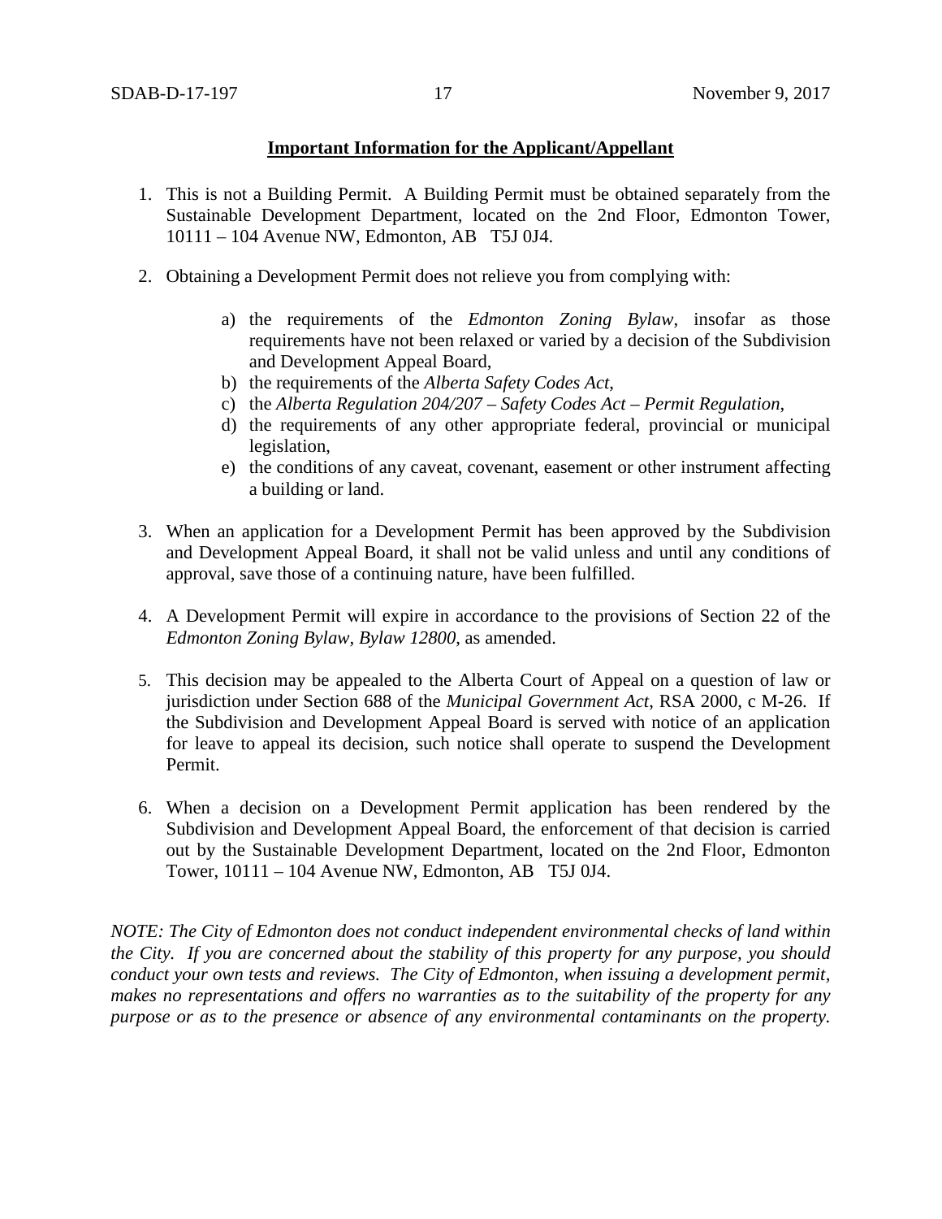**Important Information for the Applicant/Appellant**

1. This is not a Building Permit. A Building Permit must be obtained separately from the Sustainable Development Department, located on the 2nd Floor, Edmonton Tower, 10111 – 104 Avenue NW, Edmonton, AB T5J 0J4.

2. Obtaining a Development Permit does not relieve you from complying with:

    a) the requirements of the *Edmonton Zoning Bylaw*, insofar as those requirements have not been relaxed or varied by a decision of the Subdivision and Development Appeal Board,
    b) the requirements of the *Alberta Safety Codes Act*,
    c) the *Alberta Regulation 204/207 – Safety Codes Act – Permit Regulation*,
    d) the requirements of any other appropriate federal, provincial or municipal legislation,
    e) the conditions of any caveat, covenant, easement or other instrument affecting a building or land.

3. When an application for a Development Permit has been approved by the Subdivision and Development Appeal Board, it shall not be valid unless and until any conditions of approval, save those of a continuing nature, have been fulfilled.

4. A Development Permit will expire in accordance to the provisions of Section 22 of the *Edmonton Zoning Bylaw, Bylaw 12800*, as amended.

5. This decision may be appealed to the Alberta Court of Appeal on a question of law or jurisdiction under Section 688 of the *Municipal Government Act*, RSA 2000, c M-26. If the Subdivision and Development Appeal Board is served with notice of an application for leave to appeal its decision, such notice shall operate to suspend the Development Permit.

6. When a decision on a Development Permit application has been rendered by the Subdivision and Development Appeal Board, the enforcement of that decision is carried out by the Sustainable Development Department, located on the 2nd Floor, Edmonton Tower, 10111 – 104 Avenue NW, Edmonton, AB T5J 0J4.

*NOTE: The City of Edmonton does not conduct independent environmental checks of land within the City. If you are concerned about the stability of this property for any purpose, you should conduct your own tests and reviews. The City of Edmonton, when issuing a development permit, makes no representations and offers no warranties as to the suitability of the property for any purpose or as to the presence or absence of any environmental contaminants on the property.*